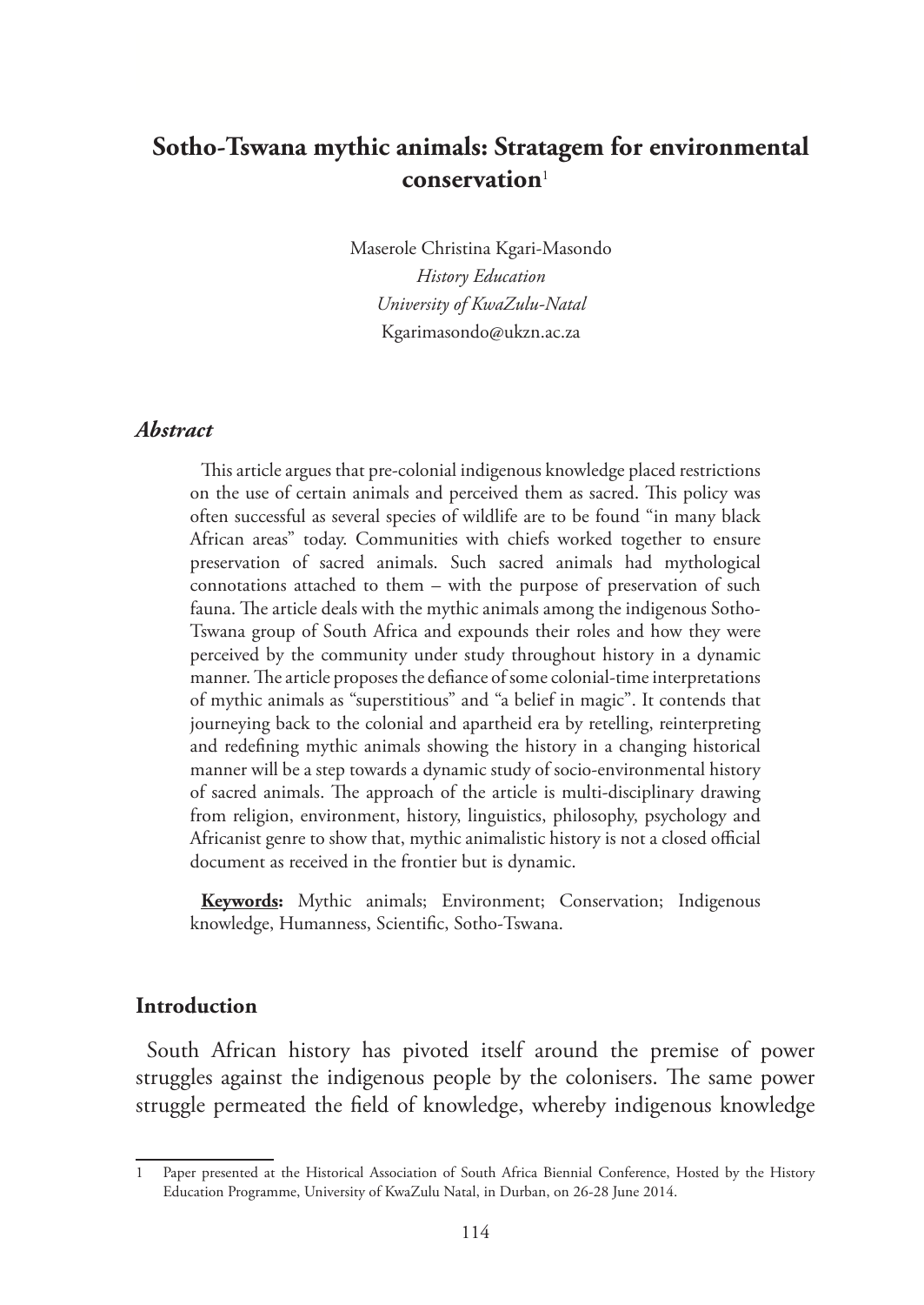# Sotho-Tswana mythic animals: Stratagem for environmental conservation[1]

Maserole Christina Kgari-Masondo
*History Education*
*University of KwaZulu-Natal*
Kgarimasondo@ukzn.ac.za

### *Abstract*

This article argues that pre-colonial indigenous knowledge placed restrictions on the use of certain animals and perceived them as sacred. This policy was often successful as several species of wildlife are to be found "in many black African areas" today. Communities with chiefs worked together to ensure preservation of sacred animals. Such sacred animals had mythological connotations attached to them – with the purpose of preservation of such fauna. The article deals with the mythic animals among the indigenous Sotho-Tswana group of South Africa and expounds their roles and how they were perceived by the community under study throughout history in a dynamic manner. The article proposes the defiance of some colonial-time interpretations of mythic animals as "superstitious" and "a belief in magic". It contends that journeying back to the colonial and apartheid era by retelling, reinterpreting and redefining mythic animals showing the history in a changing historical manner will be a step towards a dynamic study of socio-environmental history of sacred animals. The approach of the article is multi-disciplinary drawing from religion, environment, history, linguistics, philosophy, psychology and Africanist genre to show that, mythic animalistic history is not a closed official document as received in the frontier but is dynamic.

**Keywords:** Mythic animals; Environment; Conservation; Indigenous knowledge, Humanness, Scientific, Sotho-Tswana.

## Introduction

South African history has pivoted itself around the premise of power struggles against the indigenous people by the colonisers. The same power struggle permeated the field of knowledge, whereby indigenous knowledge

---

1 Paper presented at the Historical Association of South Africa Biennial Conference, Hosted by the History Education Programme, University of KwaZulu Natal, in Durban, on 26-28 June 2014.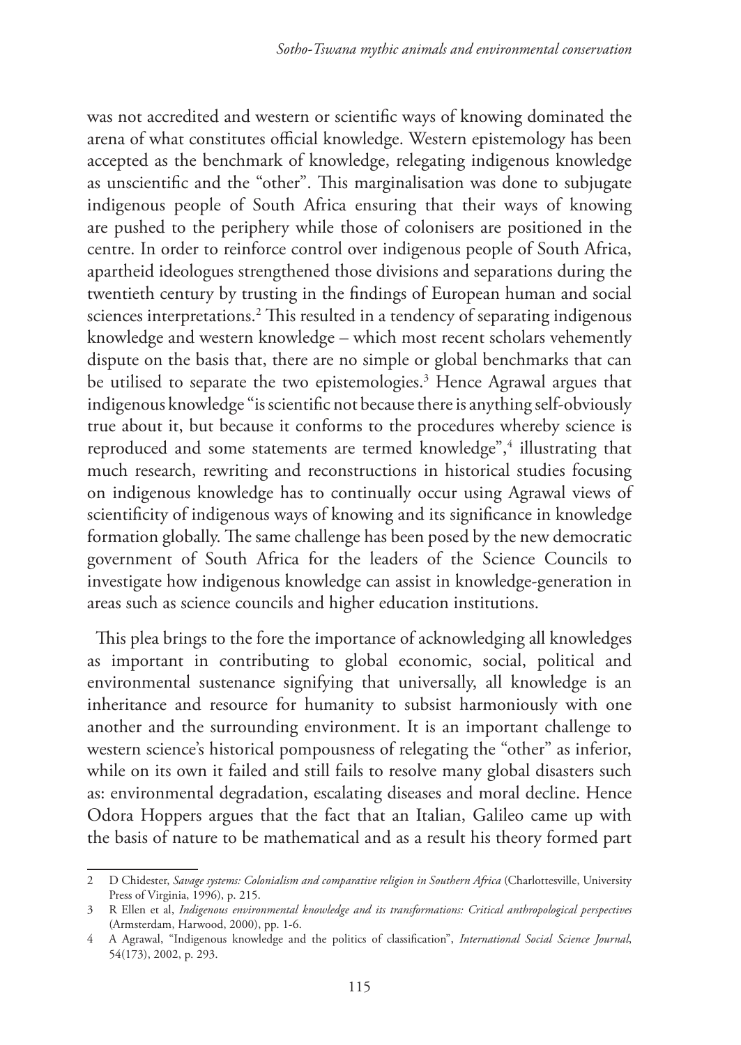was not accredited and western or scientific ways of knowing dominated the arena of what constitutes official knowledge. Western epistemology has been accepted as the benchmark of knowledge, relegating indigenous knowledge as unscientific and the "other". This marginalisation was done to subjugate indigenous people of South Africa ensuring that their ways of knowing are pushed to the periphery while those of colonisers are positioned in the centre. In order to reinforce control over indigenous people of South Africa, apartheid ideologues strengthened those divisions and separations during the twentieth century by trusting in the findings of European human and social sciences interpretations.[2] This resulted in a tendency of separating indigenous knowledge and western knowledge – which most recent scholars vehemently dispute on the basis that, there are no simple or global benchmarks that can be utilised to separate the two epistemologies.[3] Hence Agrawal argues that indigenous knowledge "is scientific not because there is anything self-obviously true about it, but because it conforms to the procedures whereby science is reproduced and some statements are termed knowledge",[4] illustrating that much research, rewriting and reconstructions in historical studies focusing on indigenous knowledge has to continually occur using Agrawal views of scientificity of indigenous ways of knowing and its significance in knowledge formation globally. The same challenge has been posed by the new democratic government of South Africa for the leaders of the Science Councils to investigate how indigenous knowledge can assist in knowledge-generation in areas such as science councils and higher education institutions.

This plea brings to the fore the importance of acknowledging all knowledges as important in contributing to global economic, social, political and environmental sustenance signifying that universally, all knowledge is an inheritance and resource for humanity to subsist harmoniously with one another and the surrounding environment. It is an important challenge to western science's historical pompousness of relegating the "other" as inferior, while on its own it failed and still fails to resolve many global disasters such as: environmental degradation, escalating diseases and moral decline. Hence Odora Hoppers argues that the fact that an Italian, Galileo came up with the basis of nature to be mathematical and as a result his theory formed part

---

2 D Chidester, *Savage systems: Colonialism and comparative religion in Southern Africa* (Charlottesville, University Press of Virginia, 1996), p. 215.

3 R Ellen et al, *Indigenous environmental knowledge and its transformations: Critical anthropological perspectives* (Armsterdam, Harwood, 2000), pp. 1-6.

4 A Agrawal, "Indigenous knowledge and the politics of classification", *International Social Science Journal*, 54(173), 2002, p. 293.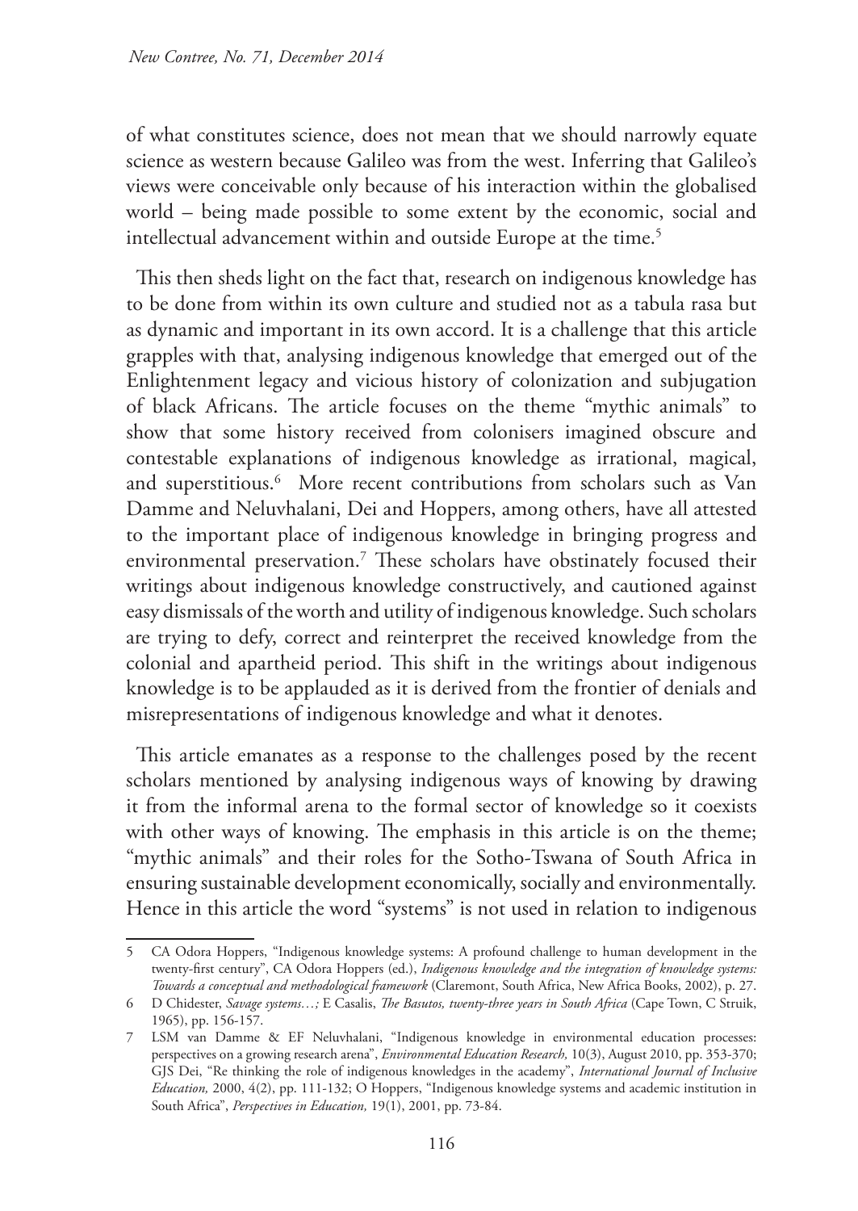of what constitutes science, does not mean that we should narrowly equate science as western because Galileo was from the west. Inferring that Galileo's views were conceivable only because of his interaction within the globalised world – being made possible to some extent by the economic, social and intellectual advancement within and outside Europe at the time.[5]

This then sheds light on the fact that, research on indigenous knowledge has to be done from within its own culture and studied not as a tabula rasa but as dynamic and important in its own accord. It is a challenge that this article grapples with that, analysing indigenous knowledge that emerged out of the Enlightenment legacy and vicious history of colonization and subjugation of black Africans. The article focuses on the theme "mythic animals" to show that some history received from colonisers imagined obscure and contestable explanations of indigenous knowledge as irrational, magical, and superstitious.[6] More recent contributions from scholars such as Van Damme and Neluvhalani, Dei and Hoppers, among others, have all attested to the important place of indigenous knowledge in bringing progress and environmental preservation.[7] These scholars have obstinately focused their writings about indigenous knowledge constructively, and cautioned against easy dismissals of the worth and utility of indigenous knowledge. Such scholars are trying to defy, correct and reinterpret the received knowledge from the colonial and apartheid period. This shift in the writings about indigenous knowledge is to be applauded as it is derived from the frontier of denials and misrepresentations of indigenous knowledge and what it denotes.

This article emanates as a response to the challenges posed by the recent scholars mentioned by analysing indigenous ways of knowing by drawing it from the informal arena to the formal sector of knowledge so it coexists with other ways of knowing. The emphasis in this article is on the theme; "mythic animals" and their roles for the Sotho-Tswana of South Africa in ensuring sustainable development economically, socially and environmentally. Hence in this article the word "systems" is not used in relation to indigenous

---

5 CA Odora Hoppers, "Indigenous knowledge systems: A profound challenge to human development in the twenty-first century", CA Odora Hoppers (ed.), *Indigenous knowledge and the integration of knowledge systems: Towards a conceptual and methodological framework* (Claremont, South Africa, New Africa Books, 2002), p. 27.

6 D Chidester, *Savage systems…;* E Casalis, *The Basutos, twenty-three years in South Africa* (Cape Town, C Struik, 1965), pp. 156-157.

7 LSM van Damme & EF Neluvhalani, "Indigenous knowledge in environmental education processes: perspectives on a growing research arena", *Environmental Education Research,* 10(3), August 2010, pp. 353-370; GJS Dei, "Re thinking the role of indigenous knowledges in the academy", *International Journal of Inclusive Education,* 2000, 4(2), pp. 111-132; O Hoppers, "Indigenous knowledge systems and academic institution in South Africa", *Perspectives in Education,* 19(1), 2001, pp. 73-84.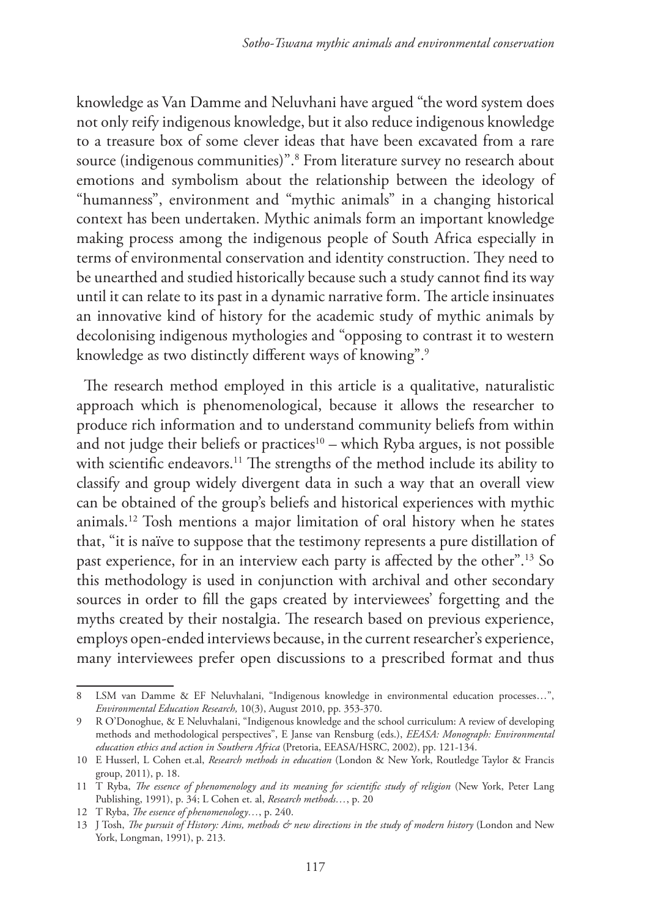knowledge as Van Damme and Neluvhani have argued "the word system does not only reify indigenous knowledge, but it also reduce indigenous knowledge to a treasure box of some clever ideas that have been excavated from a rare source (indigenous communities)".[8] From literature survey no research about emotions and symbolism about the relationship between the ideology of "humanness", environment and "mythic animals" in a changing historical context has been undertaken. Mythic animals form an important knowledge making process among the indigenous people of South Africa especially in terms of environmental conservation and identity construction. They need to be unearthed and studied historically because such a study cannot find its way until it can relate to its past in a dynamic narrative form. The article insinuates an innovative kind of history for the academic study of mythic animals by decolonising indigenous mythologies and "opposing to contrast it to western knowledge as two distinctly different ways of knowing".[9]

The research method employed in this article is a qualitative, naturalistic approach which is phenomenological, because it allows the researcher to produce rich information and to understand community beliefs from within and not judge their beliefs or practices[10] – which Ryba argues, is not possible with scientific endeavors.[11] The strengths of the method include its ability to classify and group widely divergent data in such a way that an overall view can be obtained of the group's beliefs and historical experiences with mythic animals.[12] Tosh mentions a major limitation of oral history when he states that, "it is naïve to suppose that the testimony represents a pure distillation of past experience, for in an interview each party is affected by the other".[13] So this methodology is used in conjunction with archival and other secondary sources in order to fill the gaps created by interviewees' forgetting and the myths created by their nostalgia. The research based on previous experience, employs open-ended interviews because, in the current researcher's experience, many interviewees prefer open discussions to a prescribed format and thus

---

8 LSM van Damme & EF Neluvhalani, "Indigenous knowledge in environmental education processes…", *Environmental Education Research,* 10(3), August 2010, pp. 353-370.

9 R O'Donoghue, & E Neluvhalani, "Indigenous knowledge and the school curriculum: A review of developing methods and methodological perspectives", E Janse van Rensburg (eds.), *EEASA: Monograph: Environmental education ethics and action in Southern Africa* (Pretoria, EEASA/HSRC, 2002), pp. 121-134.

10 E Husserl, L Cohen et.al, *Research methods in education* (London & New York, Routledge Taylor & Francis group, 2011), p. 18.

11 T Ryba, *The essence of phenomenology and its meaning for scientific study of religion* (New York, Peter Lang Publishing, 1991), p. 34; L Cohen et. al, *Research methods…*, p. 20

12 T Ryba, *The essence of phenomenology…*, p. 240.

13 J Tosh, *The pursuit of History: Aims, methods & new directions in the study of modern history* (London and New York, Longman, 1991), p. 213.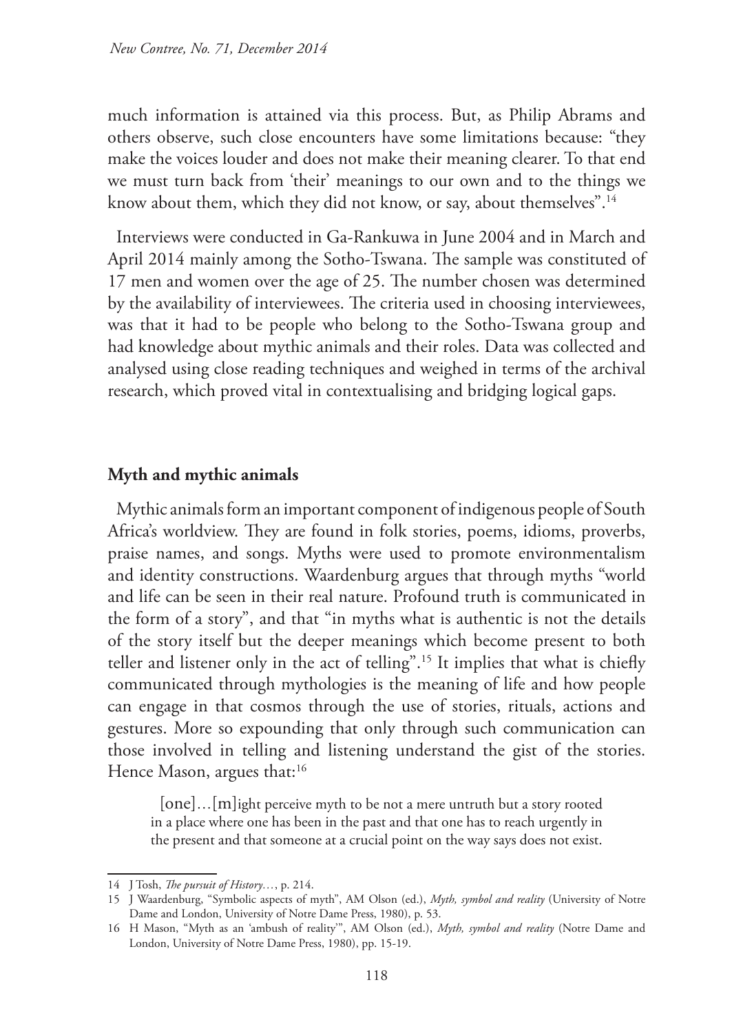much information is attained via this process. But, as Philip Abrams and others observe, such close encounters have some limitations because: "they make the voices louder and does not make their meaning clearer. To that end we must turn back from 'their' meanings to our own and to the things we know about them, which they did not know, or say, about themselves".[14]

Interviews were conducted in Ga-Rankuwa in June 2004 and in March and April 2014 mainly among the Sotho-Tswana. The sample was constituted of 17 men and women over the age of 25. The number chosen was determined by the availability of interviewees. The criteria used in choosing interviewees, was that it had to be people who belong to the Sotho-Tswana group and had knowledge about mythic animals and their roles. Data was collected and analysed using close reading techniques and weighed in terms of the archival research, which proved vital in contextualising and bridging logical gaps.

## Myth and mythic animals

Mythic animals form an important component of indigenous people of South Africa's worldview. They are found in folk stories, poems, idioms, proverbs, praise names, and songs. Myths were used to promote environmentalism and identity constructions. Waardenburg argues that through myths "world and life can be seen in their real nature. Profound truth is communicated in the form of a story", and that "in myths what is authentic is not the details of the story itself but the deeper meanings which become present to both teller and listener only in the act of telling".[15] It implies that what is chiefly communicated through mythologies is the meaning of life and how people can engage in that cosmos through the use of stories, rituals, actions and gestures. More so expounding that only through such communication can those involved in telling and listening understand the gist of the stories. Hence Mason, argues that:[16]

> [one]…[m]ight perceive myth to be not a mere untruth but a story rooted in a place where one has been in the past and that one has to reach urgently in the present and that someone at a crucial point on the way says does not exist.

---

14 J Tosh, *The pursuit of History…*, p. 214.

15 J Waardenburg, "Symbolic aspects of myth", AM Olson (ed.), *Myth, symbol and reality* (University of Notre Dame and London, University of Notre Dame Press, 1980), p. 53.

16 H Mason, "Myth as an 'ambush of reality'", AM Olson (ed.), *Myth, symbol and reality* (Notre Dame and London, University of Notre Dame Press, 1980), pp. 15-19.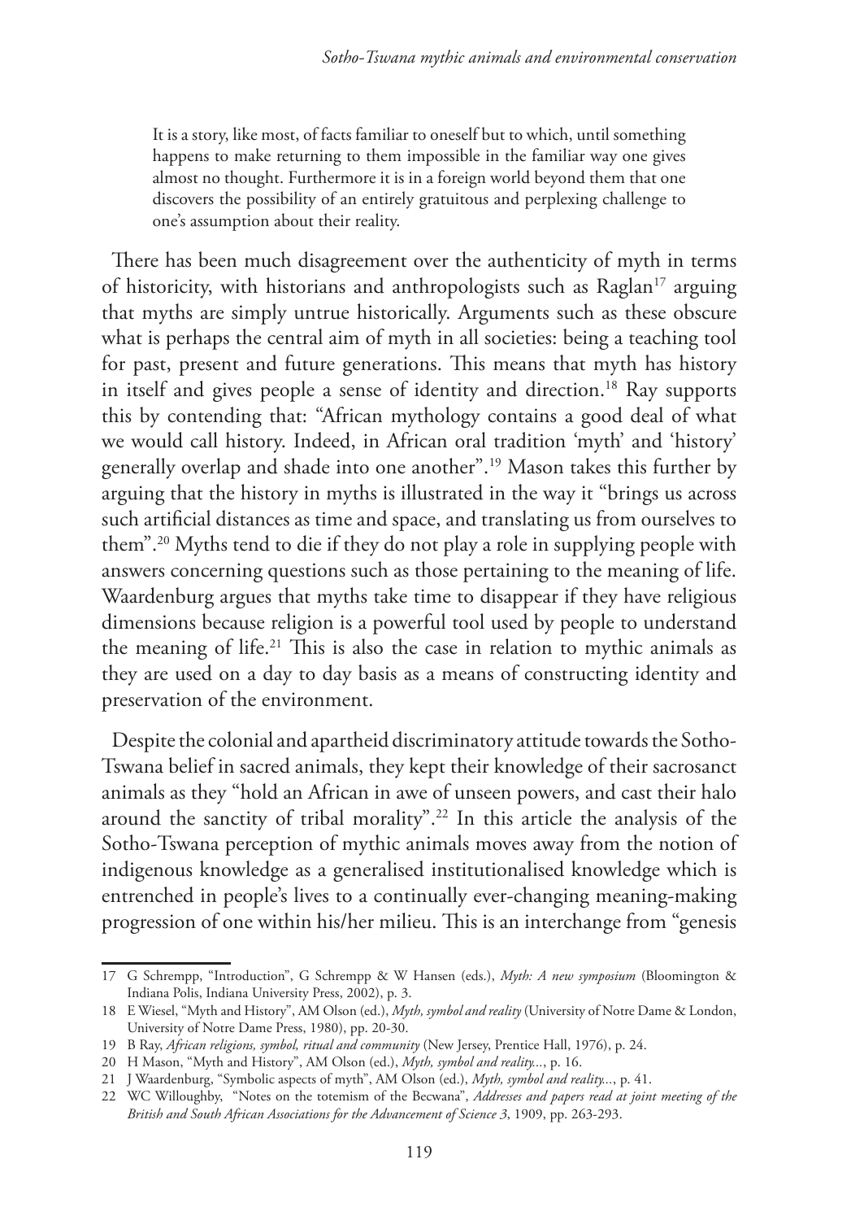> It is a story, like most, of facts familiar to oneself but to which, until something happens to make returning to them impossible in the familiar way one gives almost no thought. Furthermore it is in a foreign world beyond them that one discovers the possibility of an entirely gratuitous and perplexing challenge to one's assumption about their reality.

There has been much disagreement over the authenticity of myth in terms of historicity, with historians and anthropologists such as Raglan[17] arguing that myths are simply untrue historically. Arguments such as these obscure what is perhaps the central aim of myth in all societies: being a teaching tool for past, present and future generations. This means that myth has history in itself and gives people a sense of identity and direction.[18] Ray supports this by contending that: "African mythology contains a good deal of what we would call history. Indeed, in African oral tradition 'myth' and 'history' generally overlap and shade into one another".[19] Mason takes this further by arguing that the history in myths is illustrated in the way it "brings us across such artificial distances as time and space, and translating us from ourselves to them".[20] Myths tend to die if they do not play a role in supplying people with answers concerning questions such as those pertaining to the meaning of life. Waardenburg argues that myths take time to disappear if they have religious dimensions because religion is a powerful tool used by people to understand the meaning of life.[21] This is also the case in relation to mythic animals as they are used on a day to day basis as a means of constructing identity and preservation of the environment.

Despite the colonial and apartheid discriminatory attitude towards the Sotho-Tswana belief in sacred animals, they kept their knowledge of their sacrosanct animals as they "hold an African in awe of unseen powers, and cast their halo around the sanctity of tribal morality".[22] In this article the analysis of the Sotho-Tswana perception of mythic animals moves away from the notion of indigenous knowledge as a generalised institutionalised knowledge which is entrenched in people's lives to a continually ever-changing meaning-making progression of one within his/her milieu. This is an interchange from "genesis

---

17 G Schrempp, "Introduction", G Schrempp & W Hansen (eds.), *Myth: A new symposium* (Bloomington & Indiana Polis, Indiana University Press, 2002), p. 3.

18 E Wiesel, "Myth and History", AM Olson (ed.), *Myth, symbol and reality* (University of Notre Dame & London, University of Notre Dame Press, 1980), pp. 20-30.

19 B Ray, *African religions, symbol, ritual and community* (New Jersey, Prentice Hall, 1976), p. 24.

20 H Mason, "Myth and History", AM Olson (ed.), *Myth, symbol and reality...*, p. 16.

21 J Waardenburg, "Symbolic aspects of myth", AM Olson (ed.), *Myth, symbol and reality...*, p. 41.

22 WC Willoughby, "Notes on the totemism of the Becwana", *Addresses and papers read at joint meeting of the British and South African Associations for the Advancement of Science 3*, 1909, pp. 263-293.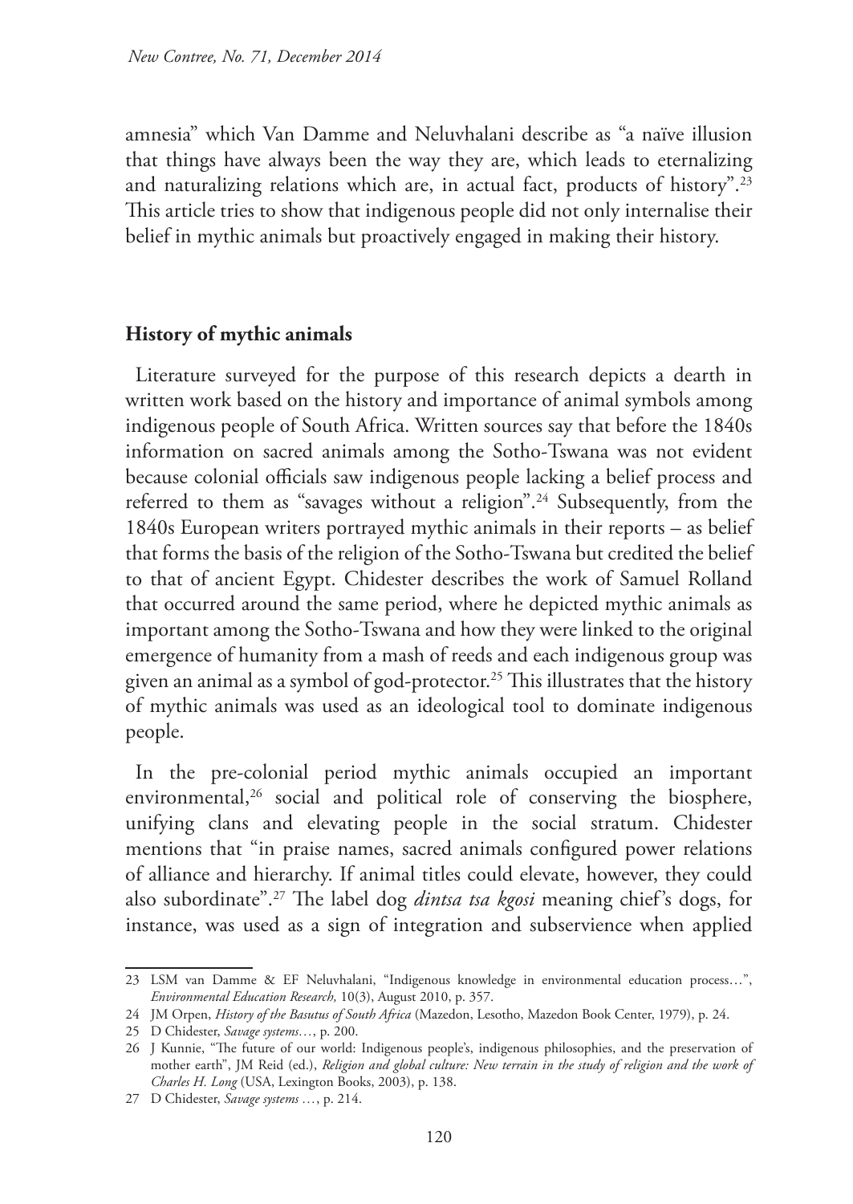amnesia" which Van Damme and Neluvhalani describe as "a naïve illusion that things have always been the way they are, which leads to eternalizing and naturalizing relations which are, in actual fact, products of history".[23] This article tries to show that indigenous people did not only internalise their belief in mythic animals but proactively engaged in making their history.

## History of mythic animals

Literature surveyed for the purpose of this research depicts a dearth in written work based on the history and importance of animal symbols among indigenous people of South Africa. Written sources say that before the 1840s information on sacred animals among the Sotho-Tswana was not evident because colonial officials saw indigenous people lacking a belief process and referred to them as "savages without a religion".[24] Subsequently, from the 1840s European writers portrayed mythic animals in their reports – as belief that forms the basis of the religion of the Sotho-Tswana but credited the belief to that of ancient Egypt. Chidester describes the work of Samuel Rolland that occurred around the same period, where he depicted mythic animals as important among the Sotho-Tswana and how they were linked to the original emergence of humanity from a mash of reeds and each indigenous group was given an animal as a symbol of god-protector.[25] This illustrates that the history of mythic animals was used as an ideological tool to dominate indigenous people.

In the pre-colonial period mythic animals occupied an important environmental,[26] social and political role of conserving the biosphere, unifying clans and elevating people in the social stratum. Chidester mentions that "in praise names, sacred animals configured power relations of alliance and hierarchy. If animal titles could elevate, however, they could also subordinate".[27] The label dog *dintsa tsa kgosi* meaning chief's dogs, for instance, was used as a sign of integration and subservience when applied

---

23 LSM van Damme & EF Neluvhalani, "Indigenous knowledge in environmental education process…", *Environmental Education Research,* 10(3), August 2010, p. 357.

24 JM Orpen, *History of the Basutus of South Africa* (Mazedon, Lesotho, Mazedon Book Center, 1979), p. 24.

25 D Chidester, *Savage systems…*, p. 200.

26 J Kunnie, "The future of our world: Indigenous people's, indigenous philosophies, and the preservation of mother earth", JM Reid (ed.), *Religion and global culture: New terrain in the study of religion and the work of Charles H. Long* (USA, Lexington Books, 2003), p. 138.

27 D Chidester, *Savage systems …*, p. 214.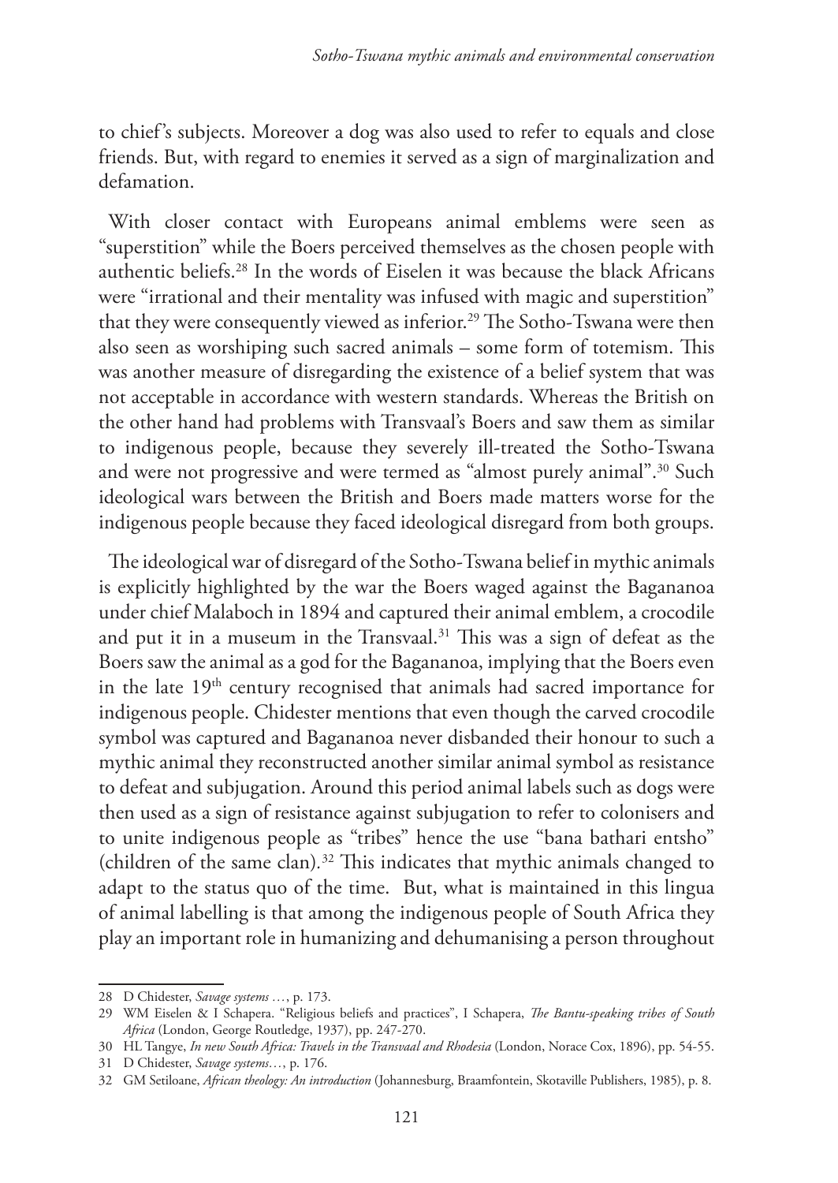to chief's subjects. Moreover a dog was also used to refer to equals and close friends. But, with regard to enemies it served as a sign of marginalization and defamation.

With closer contact with Europeans animal emblems were seen as "superstition" while the Boers perceived themselves as the chosen people with authentic beliefs.[28] In the words of Eiselen it was because the black Africans were "irrational and their mentality was infused with magic and superstition" that they were consequently viewed as inferior.[29] The Sotho-Tswana were then also seen as worshiping such sacred animals – some form of totemism. This was another measure of disregarding the existence of a belief system that was not acceptable in accordance with western standards. Whereas the British on the other hand had problems with Transvaal's Boers and saw them as similar to indigenous people, because they severely ill-treated the Sotho-Tswana and were not progressive and were termed as "almost purely animal".[30] Such ideological wars between the British and Boers made matters worse for the indigenous people because they faced ideological disregard from both groups.

The ideological war of disregard of the Sotho-Tswana belief in mythic animals is explicitly highlighted by the war the Boers waged against the Bagananoa under chief Malaboch in 1894 and captured their animal emblem, a crocodile and put it in a museum in the Transvaal.[31] This was a sign of defeat as the Boers saw the animal as a god for the Bagananoa, implying that the Boers even in the late 19th century recognised that animals had sacred importance for indigenous people. Chidester mentions that even though the carved crocodile symbol was captured and Bagananoa never disbanded their honour to such a mythic animal they reconstructed another similar animal symbol as resistance to defeat and subjugation. Around this period animal labels such as dogs were then used as a sign of resistance against subjugation to refer to colonisers and to unite indigenous people as "tribes" hence the use "bana bathari entsho" (children of the same clan).[32] This indicates that mythic animals changed to adapt to the status quo of the time. But, what is maintained in this lingua of animal labelling is that among the indigenous people of South Africa they play an important role in humanizing and dehumanising a person throughout

---

28 D Chidester, *Savage systems …*, p. 173.

29 WM Eiselen & I Schapera. "Religious beliefs and practices", I Schapera, *The Bantu-speaking tribes of South Africa* (London, George Routledge, 1937), pp. 247-270.

30 HL Tangye, *In new South Africa: Travels in the Transvaal and Rhodesia* (London, Norace Cox, 1896), pp. 54-55.

31 D Chidester, *Savage systems…*, p. 176.

32 GM Setiloane, *African theology: An introduction* (Johannesburg, Braamfontein, Skotaville Publishers, 1985), p. 8.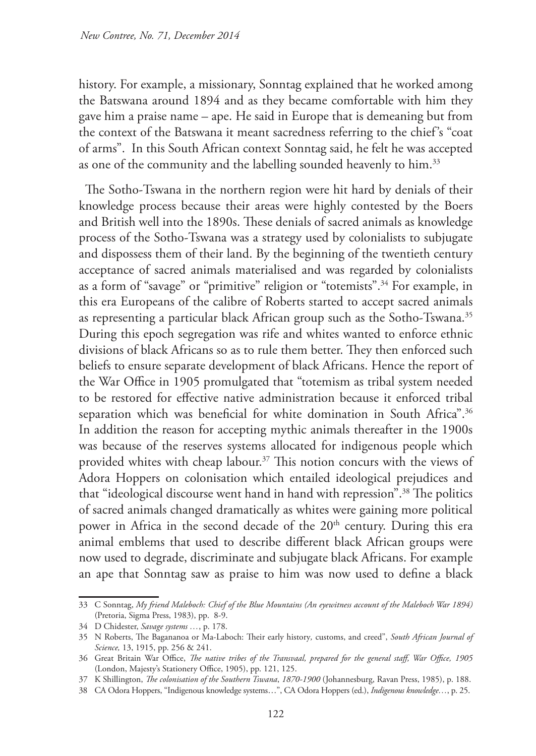history. For example, a missionary, Sonntag explained that he worked among the Batswana around 1894 and as they became comfortable with him they gave him a praise name – ape. He said in Europe that is demeaning but from the context of the Batswana it meant sacredness referring to the chief's "coat of arms". In this South African context Sonntag said, he felt he was accepted as one of the community and the labelling sounded heavenly to him.[33]

The Sotho-Tswana in the northern region were hit hard by denials of their knowledge process because their areas were highly contested by the Boers and British well into the 1890s. These denials of sacred animals as knowledge process of the Sotho-Tswana was a strategy used by colonialists to subjugate and dispossess them of their land. By the beginning of the twentieth century acceptance of sacred animals materialised and was regarded by colonialists as a form of "savage" or "primitive" religion or "totemists".[34] For example, in this era Europeans of the calibre of Roberts started to accept sacred animals as representing a particular black African group such as the Sotho-Tswana.[35] During this epoch segregation was rife and whites wanted to enforce ethnic divisions of black Africans so as to rule them better. They then enforced such beliefs to ensure separate development of black Africans. Hence the report of the War Office in 1905 promulgated that "totemism as tribal system needed to be restored for effective native administration because it enforced tribal separation which was beneficial for white domination in South Africa".[36] In addition the reason for accepting mythic animals thereafter in the 1900s was because of the reserves systems allocated for indigenous people which provided whites with cheap labour.[37] This notion concurs with the views of Adora Hoppers on colonisation which entailed ideological prejudices and that "ideological discourse went hand in hand with repression".[38] The politics of sacred animals changed dramatically as whites were gaining more political power in Africa in the second decade of the 20th century. During this era animal emblems that used to describe different black African groups were now used to degrade, discriminate and subjugate black Africans. For example an ape that Sonntag saw as praise to him was now used to define a black

---

33 C Sonntag, *My friend Maleboch: Chief of the Blue Mountains (An eyewitness account of the Maleboch War 1894)* (Pretoria, Sigma Press, 1983), pp. 8-9.

34 D Chidester, *Savage systems …*, p. 178.

35 N Roberts, The Bagananoa or Ma-Laboch: Their early history, customs, and creed", *South African Journal of Science,* 13, 1915, pp. 256 & 241.

36 Great Britain War Office, *The native tribes of the Transvaal, prepared for the general staff, War Office, 1905* (London, Majesty's Stationery Office, 1905), pp. 121, 125.

37 K Shillington, *The colonisation of the Southern Tswana, 1870-1900* (Johannesburg, Ravan Press, 1985), p. 188.

38 CA Odora Hoppers, "Indigenous knowledge systems…", CA Odora Hoppers (ed.), *Indigenous knowledge…*, p. 25.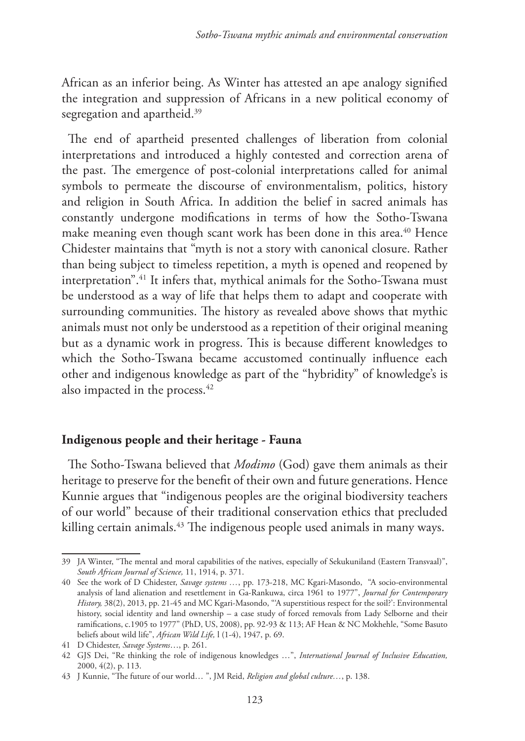African as an inferior being. As Winter has attested an ape analogy signified the integration and suppression of Africans in a new political economy of segregation and apartheid.[39]

The end of apartheid presented challenges of liberation from colonial interpretations and introduced a highly contested and correction arena of the past. The emergence of post-colonial interpretations called for animal symbols to permeate the discourse of environmentalism, politics, history and religion in South Africa. In addition the belief in sacred animals has constantly undergone modifications in terms of how the Sotho-Tswana make meaning even though scant work has been done in this area.[40] Hence Chidester maintains that "myth is not a story with canonical closure. Rather than being subject to timeless repetition, a myth is opened and reopened by interpretation".[41] It infers that, mythical animals for the Sotho-Tswana must be understood as a way of life that helps them to adapt and cooperate with surrounding communities. The history as revealed above shows that mythic animals must not only be understood as a repetition of their original meaning but as a dynamic work in progress. This is because different knowledges to which the Sotho-Tswana became accustomed continually influence each other and indigenous knowledge as part of the "hybridity" of knowledge's is also impacted in the process.[42]

## Indigenous people and their heritage - Fauna

The Sotho-Tswana believed that *Modimo* (God) gave them animals as their heritage to preserve for the benefit of their own and future generations. Hence Kunnie argues that "indigenous peoples are the original biodiversity teachers of our world" because of their traditional conservation ethics that precluded killing certain animals.[43] The indigenous people used animals in many ways.

---

39 JA Winter, "The mental and moral capabilities of the natives, especially of Sekukuniland (Eastern Transvaal)", *South African Journal of Science,* 11, 1914, p. 371.

40 See the work of D Chidester, *Savage systems …*, pp. 173-218, MC Kgari-Masondo, "A socio-environmental analysis of land alienation and resettlement in Ga-Rankuwa, circa 1961 to 1977", *Journal for Contemporary History,* 38(2), 2013, pp. 21-45 and MC Kgari-Masondo, "'A superstitious respect for the soil?': Environmental history, social identity and land ownership – a case study of forced removals from Lady Selborne and their ramifications, c.1905 to 1977" (PhD, US, 2008), pp. 92-93 & 113; AF Hean & NC Mokhehle, "Some Basuto beliefs about wild life", *African Wild Life,* l (1-4), 1947, p. 69.

41 D Chidester, *Savage Systems…*, p. 261.

42 GJS Dei, "Re thinking the role of indigenous knowledges …", *International Journal of Inclusive Education,* 2000, 4(2), p. 113.

43 J Kunnie, "The future of our world… ", JM Reid, *Religion and global culture…*, p. 138.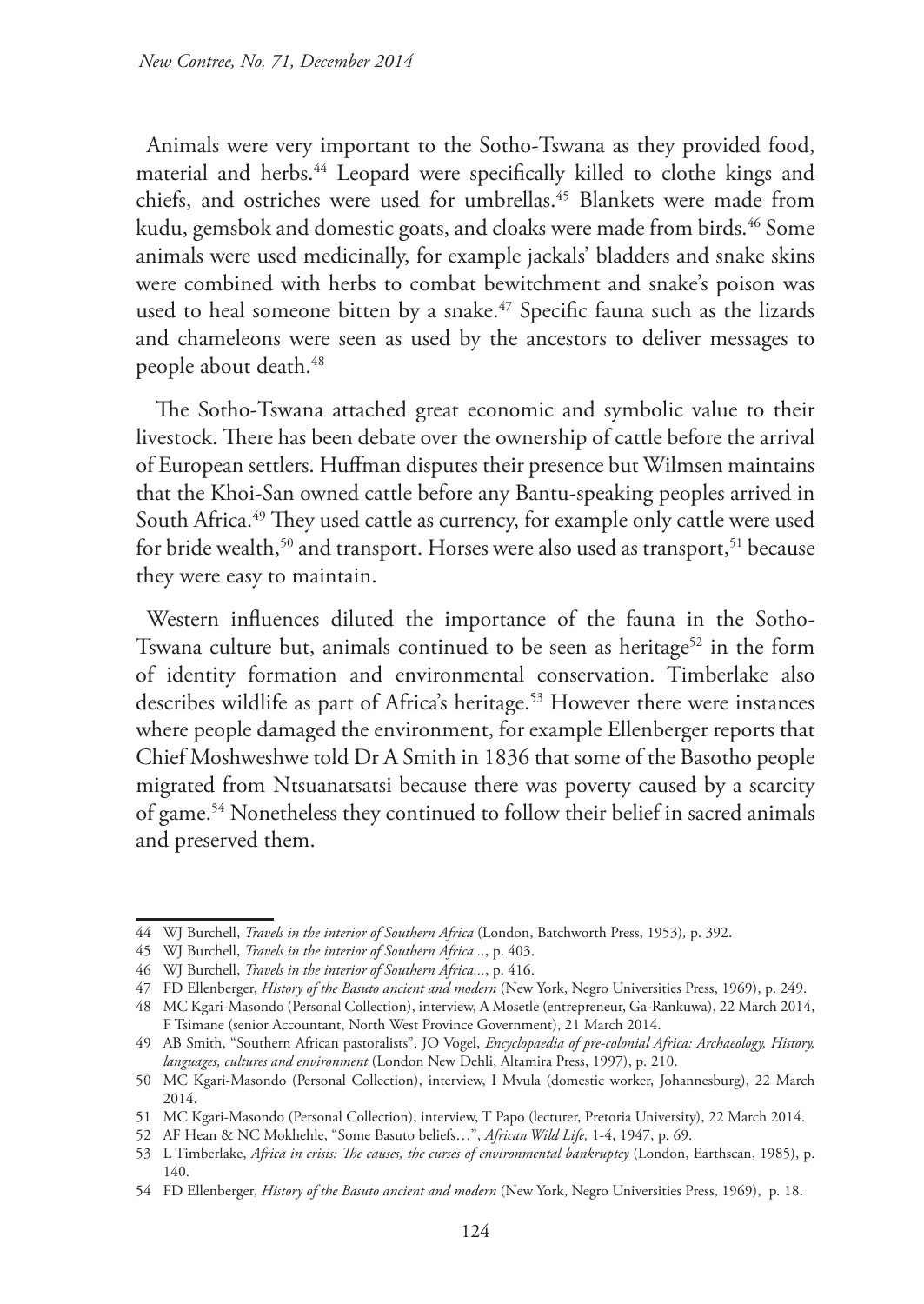Animals were very important to the Sotho-Tswana as they provided food, material and herbs.[44] Leopard were specifically killed to clothe kings and chiefs, and ostriches were used for umbrellas.[45] Blankets were made from kudu, gemsbok and domestic goats, and cloaks were made from birds.[46] Some animals were used medicinally, for example jackals' bladders and snake skins were combined with herbs to combat bewitchment and snake's poison was used to heal someone bitten by a snake.[47] Specific fauna such as the lizards and chameleons were seen as used by the ancestors to deliver messages to people about death.[48]

The Sotho-Tswana attached great economic and symbolic value to their livestock. There has been debate over the ownership of cattle before the arrival of European settlers. Huffman disputes their presence but Wilmsen maintains that the Khoi-San owned cattle before any Bantu-speaking peoples arrived in South Africa.[49] They used cattle as currency, for example only cattle were used for bride wealth,[50] and transport. Horses were also used as transport,[51] because they were easy to maintain.

Western influences diluted the importance of the fauna in the Sotho-Tswana culture but, animals continued to be seen as heritage[52] in the form of identity formation and environmental conservation. Timberlake also describes wildlife as part of Africa's heritage.[53] However there were instances where people damaged the environment, for example Ellenberger reports that Chief Moshweshwe told Dr A Smith in 1836 that some of the Basotho people migrated from Ntsuanatsatsi because there was poverty caused by a scarcity of game.[54] Nonetheless they continued to follow their belief in sacred animals and preserved them.

---

44 WJ Burchell, *Travels in the interior of Southern Africa* (London, Batchworth Press, 1953), p. 392.

45 WJ Burchell, *Travels in the interior of Southern Africa...*, p. 403.

46 WJ Burchell, *Travels in the interior of Southern Africa...*, p. 416.

47 FD Ellenberger, *History of the Basuto ancient and modern* (New York, Negro Universities Press, 1969), p. 249.

48 MC Kgari-Masondo (Personal Collection), interview, A Mosetle (entrepreneur, Ga-Rankuwa), 22 March 2014, F Tsimane (senior Accountant, North West Province Government), 21 March 2014.

49 AB Smith, "Southern African pastoralists", JO Vogel, *Encyclopaedia of pre-colonial Africa: Archaeology, History, languages, cultures and environment* (London New Dehli, Altamira Press, 1997), p. 210.

50 MC Kgari-Masondo (Personal Collection), interview, I Mvula (domestic worker, Johannesburg), 22 March 2014.

51 MC Kgari-Masondo (Personal Collection), interview, T Papo (lecturer, Pretoria University), 22 March 2014.

52 AF Hean & NC Mokhehle, "Some Basuto beliefs…", *African Wild Life,* 1-4, 1947, p. 69.

53 L Timberlake, *Africa in crisis: The causes, the curses of environmental bankruptcy* (London, Earthscan, 1985), p. 140.

54 FD Ellenberger, *History of the Basuto ancient and modern* (New York, Negro Universities Press, 1969), p. 18.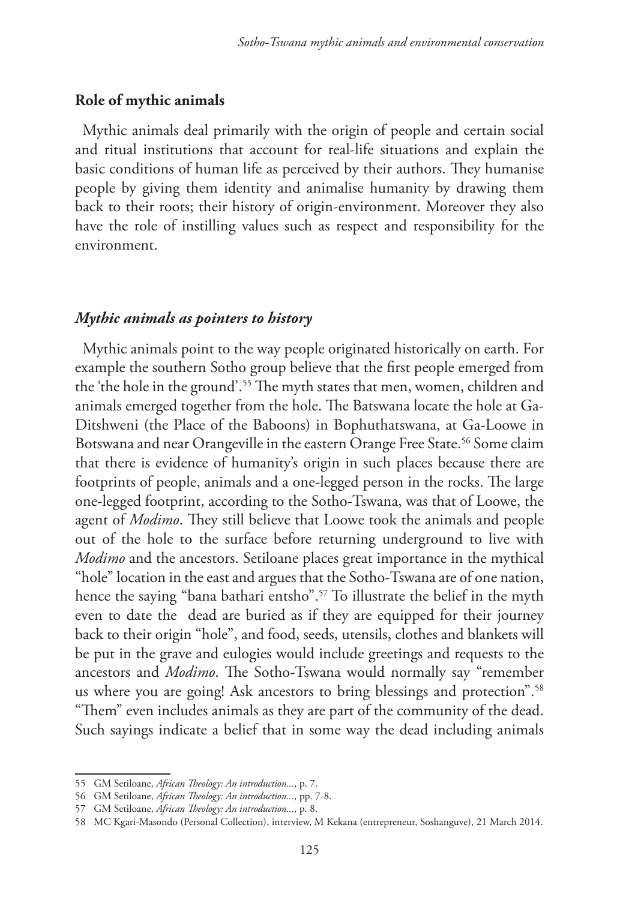## Role of mythic animals

Mythic animals deal primarily with the origin of people and certain social and ritual institutions that account for real-life situations and explain the basic conditions of human life as perceived by their authors. They humanise people by giving them identity and animalise humanity by drawing them back to their roots; their history of origin-environment. Moreover they also have the role of instilling values such as respect and responsibility for the environment.

### *Mythic animals as pointers to history*

Mythic animals point to the way people originated historically on earth. For example the southern Sotho group believe that the first people emerged from the 'the hole in the ground'.[55] The myth states that men, women, children and animals emerged together from the hole. The Batswana locate the hole at Ga-Ditshweni (the Place of the Baboons) in Bophuthatswana, at Ga-Loowe in Botswana and near Orangeville in the eastern Orange Free State.[56] Some claim that there is evidence of humanity's origin in such places because there are footprints of people, animals and a one-legged person in the rocks. The large one-legged footprint, according to the Sotho-Tswana, was that of Loowe, the agent of *Modimo*. They still believe that Loowe took the animals and people out of the hole to the surface before returning underground to live with *Modimo* and the ancestors. Setiloane places great importance in the mythical "hole" location in the east and argues that the Sotho-Tswana are of one nation, hence the saying "bana bathari entsho".[57] To illustrate the belief in the myth even to date the dead are buried as if they are equipped for their journey back to their origin "hole", and food, seeds, utensils, clothes and blankets will be put in the grave and eulogies would include greetings and requests to the ancestors and *Modimo*. The Sotho-Tswana would normally say "remember us where you are going! Ask ancestors to bring blessings and protection".[58] "Them" even includes animals as they are part of the community of the dead. Such sayings indicate a belief that in some way the dead including animals

---

55 GM Setiloane, *African Theology: An introduction...*, p. 7.

56 GM Setiloane, *African Theology: An introduction...*, pp. 7-8.

57 GM Setiloane, *African Theology: An introduction...*, p. 8.

58 MC Kgari-Masondo (Personal Collection), interview, M Kekana (entrepreneur, Soshanguve), 21 March 2014.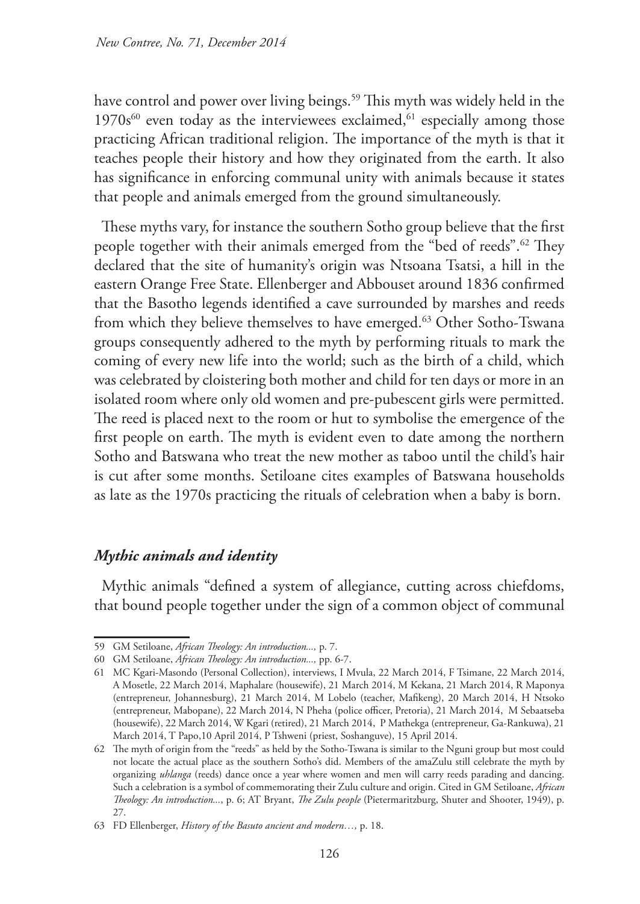have control and power over living beings.[59] This myth was widely held in the 1970s[60] even today as the interviewees exclaimed,[61] especially among those practicing African traditional religion. The importance of the myth is that it teaches people their history and how they originated from the earth. It also has significance in enforcing communal unity with animals because it states that people and animals emerged from the ground simultaneously.

These myths vary, for instance the southern Sotho group believe that the first people together with their animals emerged from the "bed of reeds".[62] They declared that the site of humanity's origin was Ntsoana Tsatsi, a hill in the eastern Orange Free State. Ellenberger and Abbouset around 1836 confirmed that the Basotho legends identified a cave surrounded by marshes and reeds from which they believe themselves to have emerged.[63] Other Sotho-Tswana groups consequently adhered to the myth by performing rituals to mark the coming of every new life into the world; such as the birth of a child, which was celebrated by cloistering both mother and child for ten days or more in an isolated room where only old women and pre-pubescent girls were permitted. The reed is placed next to the room or hut to symbolise the emergence of the first people on earth. The myth is evident even to date among the northern Sotho and Batswana who treat the new mother as taboo until the child's hair is cut after some months. Setiloane cites examples of Batswana households as late as the 1970s practicing the rituals of celebration when a baby is born.

### *Mythic animals and identity*

Mythic animals "defined a system of allegiance, cutting across chiefdoms, that bound people together under the sign of a common object of communal

---

59 GM Setiloane, *African Theology: An introduction...,* p. 7.

60 GM Setiloane, *African Theology: An introduction...,* pp. 6-7.

61 MC Kgari-Masondo (Personal Collection), interviews, I Mvula, 22 March 2014, F Tsimane, 22 March 2014, A Mosetle, 22 March 2014, Maphalare (housewife), 21 March 2014, M Kekana, 21 March 2014, R Maponya (entrepreneur, Johannesburg), 21 March 2014, M Lobelo (teacher, Mafikeng), 20 March 2014, H Ntsoko (entrepreneur, Mabopane), 22 March 2014, N Pheha (police officer, Pretoria), 21 March 2014, M Sebaatseba (housewife), 22 March 2014, W Kgari (retired), 21 March 2014, P Mathekga (entrepreneur, Ga-Rankuwa), 21 March 2014, T Papo,10 April 2014, P Tshweni (priest, Soshanguve), 15 April 2014.

62 The myth of origin from the "reeds" as held by the Sotho-Tswana is similar to the Nguni group but most could not locate the actual place as the southern Sotho's did. Members of the amaZulu still celebrate the myth by organizing *uhlanga* (reeds) dance once a year where women and men will carry reeds parading and dancing. Such a celebration is a symbol of commemorating their Zulu culture and origin. Cited in GM Setiloane, *African Theology: An introduction...*, p. 6; AT Bryant, *The Zulu people* (Pietermaritzburg, Shuter and Shooter, 1949), p. 27.

63 FD Ellenberger, *History of the Basuto ancient and modern…,* p. 18.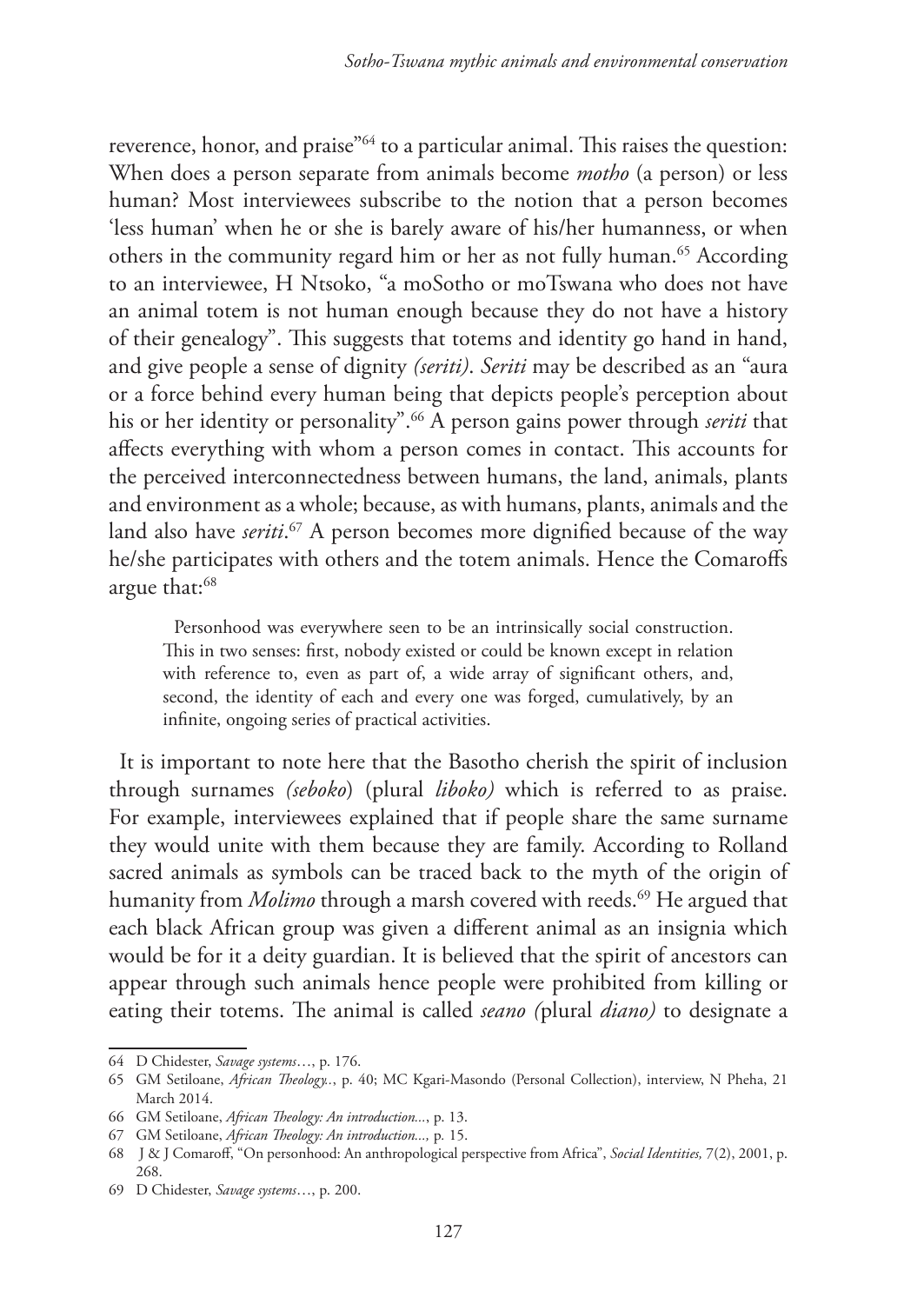reverence, honor, and praise"[64] to a particular animal. This raises the question: When does a person separate from animals become *motho* (a person) or less human? Most interviewees subscribe to the notion that a person becomes 'less human' when he or she is barely aware of his/her humanness, or when others in the community regard him or her as not fully human.[65] According to an interviewee, H Ntsoko, "a moSotho or moTswana who does not have an animal totem is not human enough because they do not have a history of their genealogy". This suggests that totems and identity go hand in hand, and give people a sense of dignity *(seriti)*. *Seriti* may be described as an "aura or a force behind every human being that depicts people's perception about his or her identity or personality".[66] A person gains power through *seriti* that affects everything with whom a person comes in contact. This accounts for the perceived interconnectedness between humans, the land, animals, plants and environment as a whole; because, as with humans, plants, animals and the land also have *seriti*.[67] A person becomes more dignified because of the way he/she participates with others and the totem animals. Hence the Comaroffs argue that:[68]

> Personhood was everywhere seen to be an intrinsically social construction. This in two senses: first, nobody existed or could be known except in relation with reference to, even as part of, a wide array of significant others, and, second, the identity of each and every one was forged, cumulatively, by an infinite, ongoing series of practical activities.

It is important to note here that the Basotho cherish the spirit of inclusion through surnames *(seboko)* (plural *liboko)* which is referred to as praise. For example, interviewees explained that if people share the same surname they would unite with them because they are family. According to Rolland sacred animals as symbols can be traced back to the myth of the origin of humanity from *Molimo* through a marsh covered with reeds.[69] He argued that each black African group was given a different animal as an insignia which would be for it a deity guardian. It is believed that the spirit of ancestors can appear through such animals hence people were prohibited from killing or eating their totems. The animal is called *seano (*plural *diano)* to designate a

---

64 D Chidester, *Savage systems*…, p. 176.

65 GM Setiloane, *African Theology..*, p. 40; MC Kgari-Masondo (Personal Collection), interview, N Pheha, 21 March 2014.

66 GM Setiloane, *African Theology: An introduction...*, p. 13.

67 GM Setiloane, *African Theology: An introduction...,* p. 15.

68 J & J Comaroff, "On personhood: An anthropological perspective from Africa", *Social Identities,* 7(2), 2001, p. 268.

69 D Chidester, *Savage systems*…, p. 200.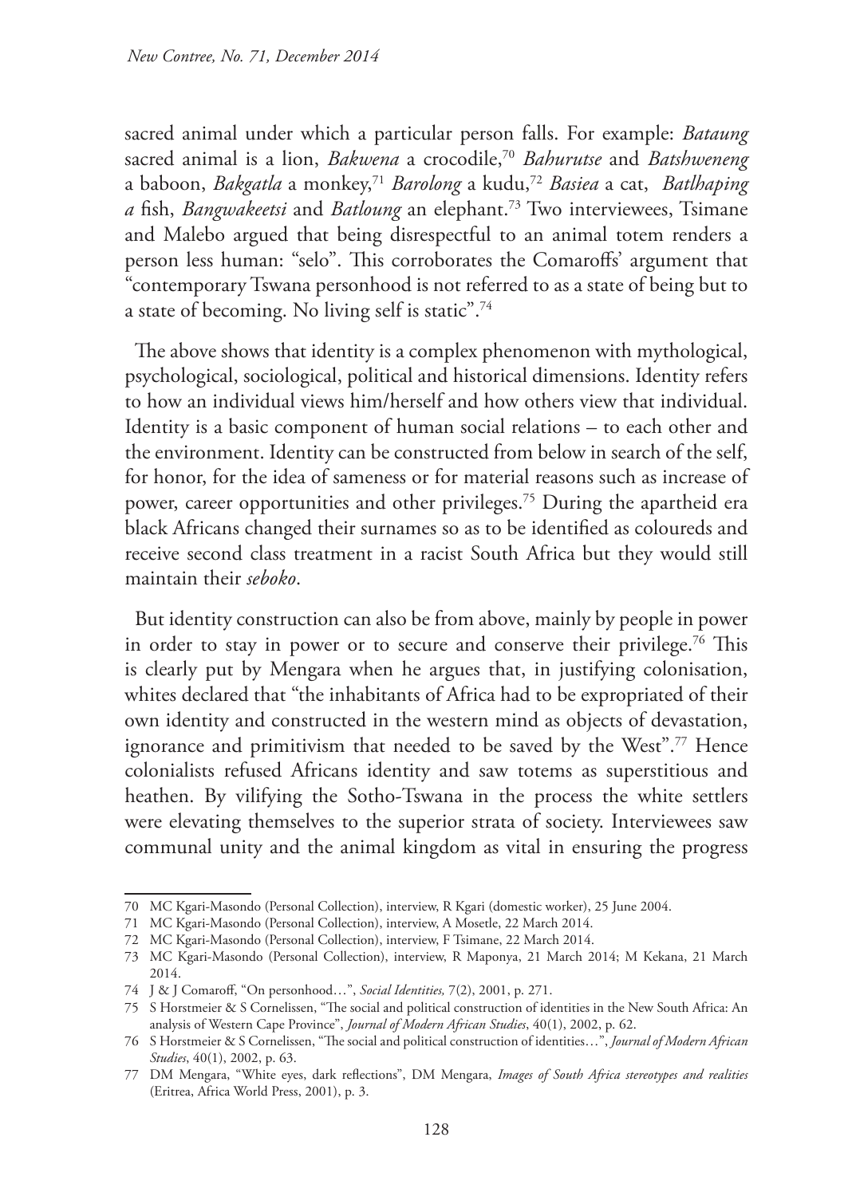sacred animal under which a particular person falls. For example: *Bataung* sacred animal is a lion, *Bakwena* a crocodile,[70] *Bahurutse* and *Batshweneng* a baboon, *Bakgatla* a monkey,[71] *Barolong* a kudu,[72] *Basiea* a cat, *Batlhaping a* fish, *Bangwakeetsi* and *Batloung* an elephant.[73] Two interviewees, Tsimane and Malebo argued that being disrespectful to an animal totem renders a person less human: "selo". This corroborates the Comaroffs' argument that "contemporary Tswana personhood is not referred to as a state of being but to a state of becoming. No living self is static".[74]

The above shows that identity is a complex phenomenon with mythological, psychological, sociological, political and historical dimensions. Identity refers to how an individual views him/herself and how others view that individual. Identity is a basic component of human social relations – to each other and the environment. Identity can be constructed from below in search of the self, for honor, for the idea of sameness or for material reasons such as increase of power, career opportunities and other privileges.[75] During the apartheid era black Africans changed their surnames so as to be identified as coloureds and receive second class treatment in a racist South Africa but they would still maintain their *seboko*.

But identity construction can also be from above, mainly by people in power in order to stay in power or to secure and conserve their privilege.[76] This is clearly put by Mengara when he argues that, in justifying colonisation, whites declared that "the inhabitants of Africa had to be expropriated of their own identity and constructed in the western mind as objects of devastation, ignorance and primitivism that needed to be saved by the West".[77] Hence colonialists refused Africans identity and saw totems as superstitious and heathen. By vilifying the Sotho-Tswana in the process the white settlers were elevating themselves to the superior strata of society. Interviewees saw communal unity and the animal kingdom as vital in ensuring the progress

---

70 MC Kgari-Masondo (Personal Collection), interview, R Kgari (domestic worker), 25 June 2004.

71 MC Kgari-Masondo (Personal Collection), interview, A Mosetle, 22 March 2014.

72 MC Kgari-Masondo (Personal Collection), interview, F Tsimane, 22 March 2014.

73 MC Kgari-Masondo (Personal Collection), interview, R Maponya, 21 March 2014; M Kekana, 21 March 2014.

74 J & J Comaroff, "On personhood…", *Social Identities,* 7(2), 2001, p. 271.

75 S Horstmeier & S Cornelissen, "The social and political construction of identities in the New South Africa: An analysis of Western Cape Province", *Journal of Modern African Studies*, 40(1), 2002, p. 62.

76 S Horstmeier & S Cornelissen, "The social and political construction of identities…", *Journal of Modern African Studies*, 40(1), 2002, p. 63.

77 DM Mengara, "White eyes, dark reflections", DM Mengara, *Images of South Africa stereotypes and realities* (Eritrea, Africa World Press, 2001), p. 3.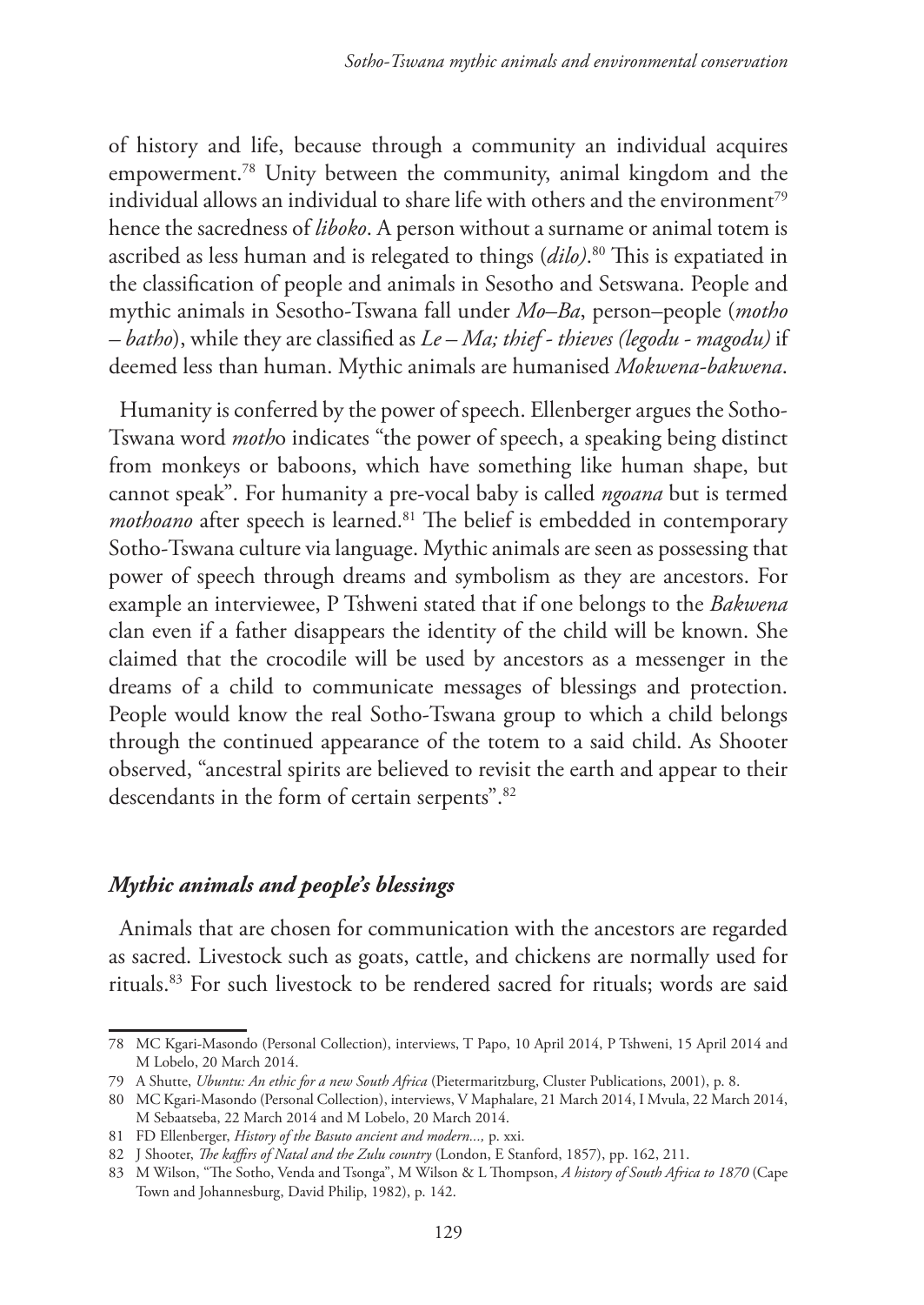of history and life, because through a community an individual acquires empowerment.[78] Unity between the community, animal kingdom and the individual allows an individual to share life with others and the environment[79] hence the sacredness of *liboko*. A person without a surname or animal totem is ascribed as less human and is relegated to things (*dilo)*.[80] This is expatiated in the classification of people and animals in Sesotho and Setswana. People and mythic animals in Sesotho-Tswana fall under *Mo–Ba*, person–people (*motho – batho*), while they are classified as *Le – Ma; thief - thieves (legodu - magodu)* if deemed less than human. Mythic animals are humanised *Mokwena-bakwena*.

Humanity is conferred by the power of speech. Ellenberger argues the Sotho-Tswana word *moth*o indicates "the power of speech, a speaking being distinct from monkeys or baboons, which have something like human shape, but cannot speak". For humanity a pre-vocal baby is called *ngoana* but is termed *mothoano* after speech is learned.[81] The belief is embedded in contemporary Sotho-Tswana culture via language. Mythic animals are seen as possessing that power of speech through dreams and symbolism as they are ancestors. For example an interviewee, P Tshweni stated that if one belongs to the *Bakwena* clan even if a father disappears the identity of the child will be known. She claimed that the crocodile will be used by ancestors as a messenger in the dreams of a child to communicate messages of blessings and protection. People would know the real Sotho-Tswana group to which a child belongs through the continued appearance of the totem to a said child. As Shooter observed, "ancestral spirits are believed to revisit the earth and appear to their descendants in the form of certain serpents".[82]

### *Mythic animals and people's blessings*

Animals that are chosen for communication with the ancestors are regarded as sacred. Livestock such as goats, cattle, and chickens are normally used for rituals.[83] For such livestock to be rendered sacred for rituals; words are said

78 MC Kgari-Masondo (Personal Collection), interviews, T Papo, 10 April 2014, P Tshweni, 15 April 2014 and M Lobelo, 20 March 2014.

79 A Shutte, *Ubuntu: An ethic for a new South Africa* (Pietermaritzburg, Cluster Publications, 2001), p. 8.

80 MC Kgari-Masondo (Personal Collection), interviews, V Maphalare, 21 March 2014, I Mvula, 22 March 2014, M Sebaatseba, 22 March 2014 and M Lobelo, 20 March 2014.

81 FD Ellenberger, *History of the Basuto ancient and modern...,* p. xxi.

82 J Shooter, *The kaffirs of Natal and the Zulu country* (London, E Stanford, 1857), pp. 162, 211.

83 M Wilson, "The Sotho, Venda and Tsonga", M Wilson & L Thompson, *A history of South Africa to 1870* (Cape Town and Johannesburg, David Philip, 1982), p. 142.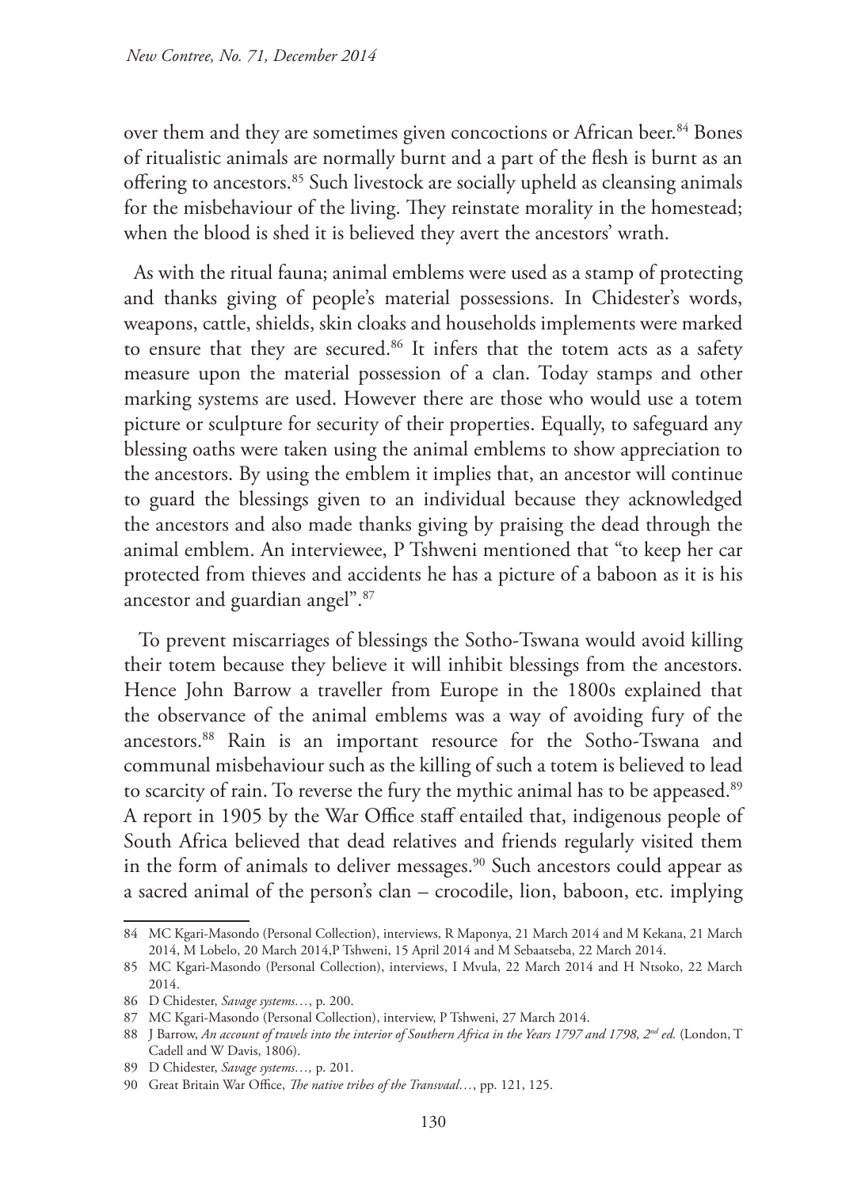over them and they are sometimes given concoctions or African beer.[84] Bones of ritualistic animals are normally burnt and a part of the flesh is burnt as an offering to ancestors.[85] Such livestock are socially upheld as cleansing animals for the misbehaviour of the living. They reinstate morality in the homestead; when the blood is shed it is believed they avert the ancestors' wrath.

As with the ritual fauna; animal emblems were used as a stamp of protecting and thanks giving of people's material possessions. In Chidester's words, weapons, cattle, shields, skin cloaks and households implements were marked to ensure that they are secured.[86] It infers that the totem acts as a safety measure upon the material possession of a clan. Today stamps and other marking systems are used. However there are those who would use a totem picture or sculpture for security of their properties. Equally, to safeguard any blessing oaths were taken using the animal emblems to show appreciation to the ancestors. By using the emblem it implies that, an ancestor will continue to guard the blessings given to an individual because they acknowledged the ancestors and also made thanks giving by praising the dead through the animal emblem. An interviewee, P Tshweni mentioned that "to keep her car protected from thieves and accidents he has a picture of a baboon as it is his ancestor and guardian angel".[87]

To prevent miscarriages of blessings the Sotho-Tswana would avoid killing their totem because they believe it will inhibit blessings from the ancestors. Hence John Barrow a traveller from Europe in the 1800s explained that the observance of the animal emblems was a way of avoiding fury of the ancestors.[88] Rain is an important resource for the Sotho-Tswana and communal misbehaviour such as the killing of such a totem is believed to lead to scarcity of rain. To reverse the fury the mythic animal has to be appeased.[89] A report in 1905 by the War Office staff entailed that, indigenous people of South Africa believed that dead relatives and friends regularly visited them in the form of animals to deliver messages.[90] Such ancestors could appear as a sacred animal of the person's clan – crocodile, lion, baboon, etc. implying

---

84 MC Kgari-Masondo (Personal Collection), interviews, R Maponya, 21 March 2014 and M Kekana, 21 March 2014, M Lobelo, 20 March 2014,P Tshweni, 15 April 2014 and M Sebaatseba, 22 March 2014.

85 MC Kgari-Masondo (Personal Collection), interviews, I Mvula, 22 March 2014 and H Ntsoko, 22 March 2014.

86 D Chidester, *Savage systems…*, p. 200.

87 MC Kgari-Masondo (Personal Collection), interview, P Tshweni, 27 March 2014.

88 J Barrow, *An account of travels into the interior of Southern Africa in the Years 1797 and 1798, 2nd ed.* (London, T Cadell and W Davis, 1806).

89 D Chidester, *Savage systems…,* p. 201.

90 Great Britain War Office, *The native tribes of the Transvaal…*, pp. 121, 125.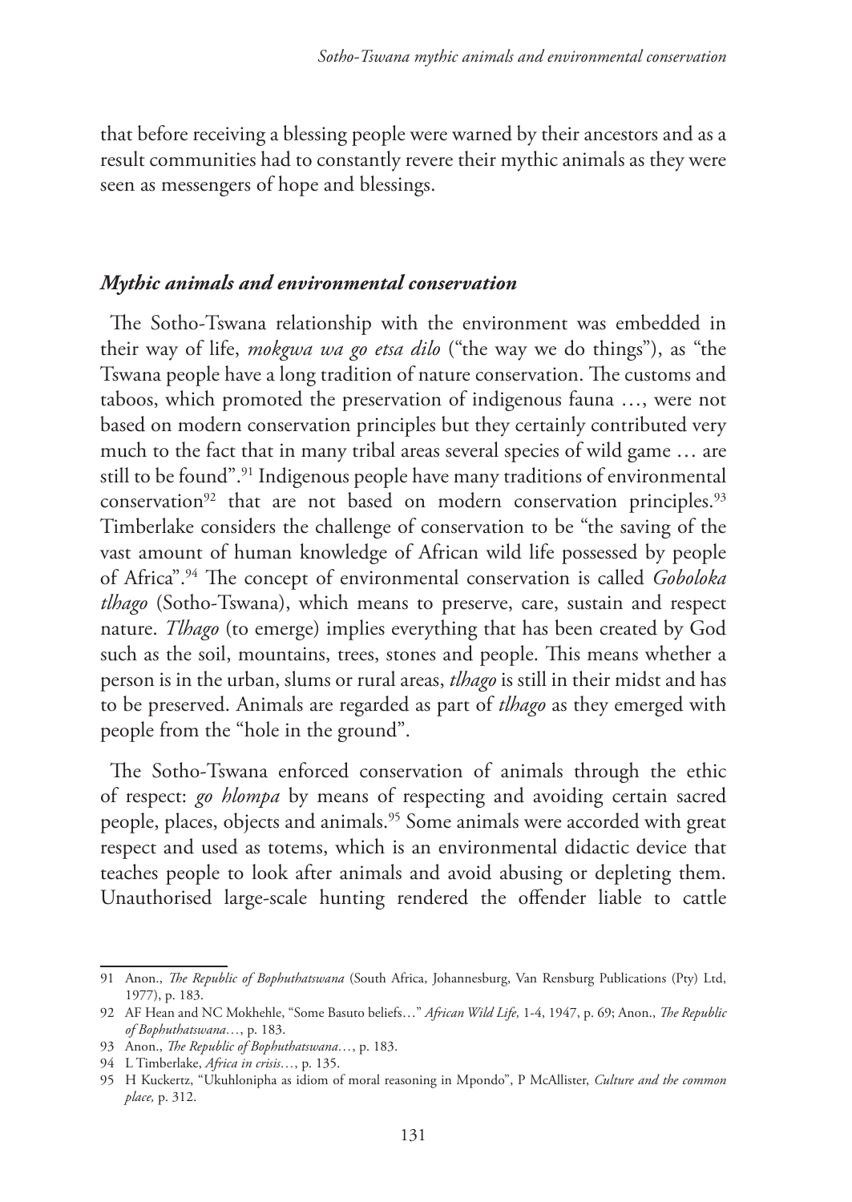that before receiving a blessing people were warned by their ancestors and as a result communities had to constantly revere their mythic animals as they were seen as messengers of hope and blessings.

### *Mythic animals and environmental conservation*

The Sotho-Tswana relationship with the environment was embedded in their way of life, *mokgwa wa go etsa dilo* ("the way we do things"), as "the Tswana people have a long tradition of nature conservation. The customs and taboos, which promoted the preservation of indigenous fauna …, were not based on modern conservation principles but they certainly contributed very much to the fact that in many tribal areas several species of wild game … are still to be found".[91] Indigenous people have many traditions of environmental conservation[92] that are not based on modern conservation principles.[93] Timberlake considers the challenge of conservation to be "the saving of the vast amount of human knowledge of African wild life possessed by people of Africa".[94] The concept of environmental conservation is called *Goboloka tlhago* (Sotho-Tswana), which means to preserve, care, sustain and respect nature. *Tlhago* (to emerge) implies everything that has been created by God such as the soil, mountains, trees, stones and people. This means whether a person is in the urban, slums or rural areas, *tlhago* is still in their midst and has to be preserved. Animals are regarded as part of *tlhago* as they emerged with people from the "hole in the ground".

The Sotho-Tswana enforced conservation of animals through the ethic of respect: *go hlompa* by means of respecting and avoiding certain sacred people, places, objects and animals.[95] Some animals were accorded with great respect and used as totems, which is an environmental didactic device that teaches people to look after animals and avoid abusing or depleting them. Unauthorised large-scale hunting rendered the offender liable to cattle

---

91 Anon., *The Republic of Bophuthatswana* (South Africa, Johannesburg, Van Rensburg Publications (Pty) Ltd, 1977), p. 183.

92 AF Hean and NC Mokhehle, "Some Basuto beliefs…" *African Wild Life,* 1-4, 1947, p. 69; Anon., *The Republic of Bophuthatswana…*, p. 183.

93 Anon., *The Republic of Bophuthatswana…*, p. 183.

94 L Timberlake, *Africa in crisis…*, p. 135.

95 H Kuckertz, "Ukuhlonipha as idiom of moral reasoning in Mpondo", P McAllister, *Culture and the common place,* p. 312.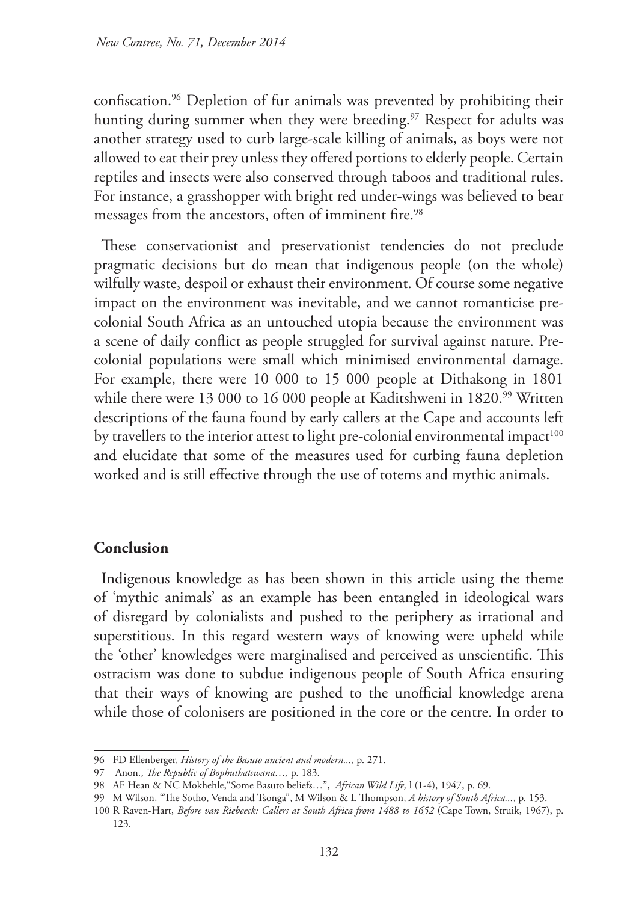confiscation.[96] Depletion of fur animals was prevented by prohibiting their hunting during summer when they were breeding.[97] Respect for adults was another strategy used to curb large-scale killing of animals, as boys were not allowed to eat their prey unless they offered portions to elderly people. Certain reptiles and insects were also conserved through taboos and traditional rules. For instance, a grasshopper with bright red under-wings was believed to bear messages from the ancestors, often of imminent fire.[98]

These conservationist and preservationist tendencies do not preclude pragmatic decisions but do mean that indigenous people (on the whole) wilfully waste, despoil or exhaust their environment. Of course some negative impact on the environment was inevitable, and we cannot romanticise pre-colonial South Africa as an untouched utopia because the environment was a scene of daily conflict as people struggled for survival against nature. Pre-colonial populations were small which minimised environmental damage. For example, there were 10 000 to 15 000 people at Dithakong in 1801 while there were 13 000 to 16 000 people at Kaditshweni in 1820.[99] Written descriptions of the fauna found by early callers at the Cape and accounts left by travellers to the interior attest to light pre-colonial environmental impact[100] and elucidate that some of the measures used for curbing fauna depletion worked and is still effective through the use of totems and mythic animals.

## Conclusion

Indigenous knowledge as has been shown in this article using the theme of 'mythic animals' as an example has been entangled in ideological wars of disregard by colonialists and pushed to the periphery as irrational and superstitious. In this regard western ways of knowing were upheld while the 'other' knowledges were marginalised and perceived as unscientific. This ostracism was done to subdue indigenous people of South Africa ensuring that their ways of knowing are pushed to the unofficial knowledge arena while those of colonisers are positioned in the core or the centre. In order to

---

96 FD Ellenberger, *History of the Basuto ancient and modern...*, p. 271.

97 Anon., *The Republic of Bophuthatswana…,* p. 183.

98 AF Hean & NC Mokhehle,"Some Basuto beliefs…", *African Wild Life,* l (1-4), 1947, p. 69.

99 M Wilson, "The Sotho, Venda and Tsonga", M Wilson & L Thompson, *A history of South Africa...*, p. 153.

100 R Raven-Hart, *Before van Riebeeck: Callers at South Africa from 1488 to 1652* (Cape Town, Struik, 1967), p. 123.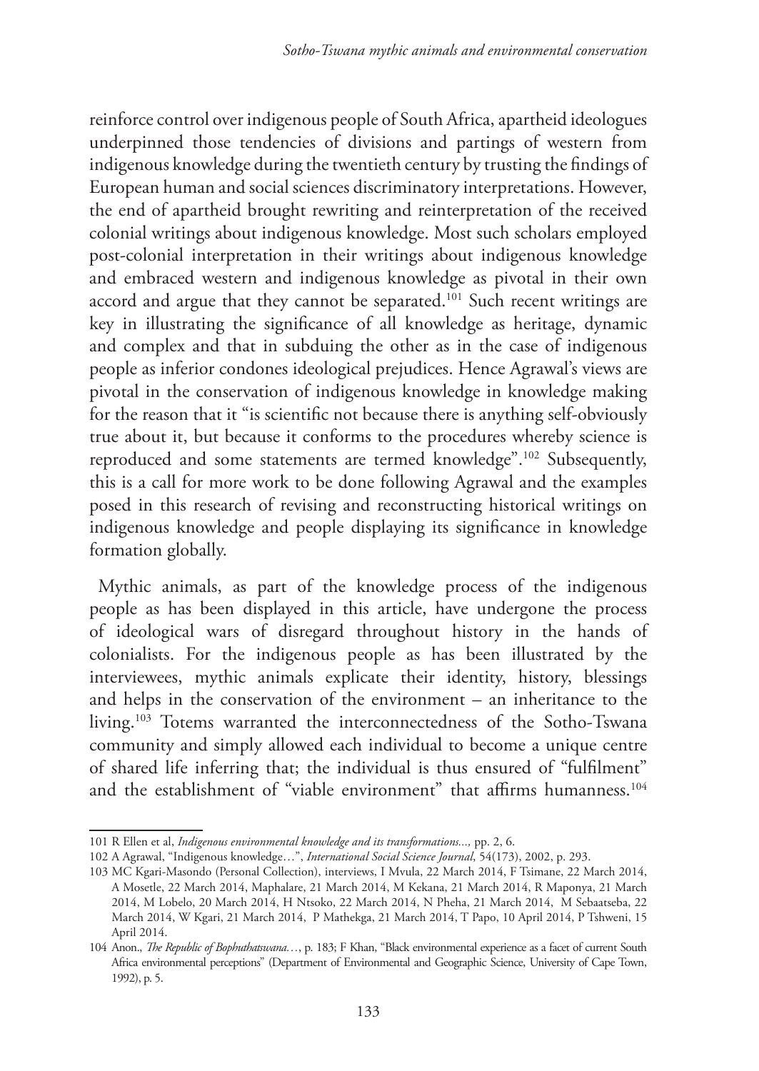reinforce control over indigenous people of South Africa, apartheid ideologues underpinned those tendencies of divisions and partings of western from indigenous knowledge during the twentieth century by trusting the findings of European human and social sciences discriminatory interpretations. However, the end of apartheid brought rewriting and reinterpretation of the received colonial writings about indigenous knowledge. Most such scholars employed post-colonial interpretation in their writings about indigenous knowledge and embraced western and indigenous knowledge as pivotal in their own accord and argue that they cannot be separated.[101] Such recent writings are key in illustrating the significance of all knowledge as heritage, dynamic and complex and that in subduing the other as in the case of indigenous people as inferior condones ideological prejudices. Hence Agrawal's views are pivotal in the conservation of indigenous knowledge in knowledge making for the reason that it "is scientific not because there is anything self-obviously true about it, but because it conforms to the procedures whereby science is reproduced and some statements are termed knowledge".[102] Subsequently, this is a call for more work to be done following Agrawal and the examples posed in this research of revising and reconstructing historical writings on indigenous knowledge and people displaying its significance in knowledge formation globally.

Mythic animals, as part of the knowledge process of the indigenous people as has been displayed in this article, have undergone the process of ideological wars of disregard throughout history in the hands of colonialists. For the indigenous people as has been illustrated by the interviewees, mythic animals explicate their identity, history, blessings and helps in the conservation of the environment – an inheritance to the living.[103] Totems warranted the interconnectedness of the Sotho-Tswana community and simply allowed each individual to become a unique centre of shared life inferring that; the individual is thus ensured of "fulfilment" and the establishment of "viable environment" that affirms humanness.[104]

---

101 R Ellen et al, *Indigenous environmental knowledge and its transformations...,* pp. 2, 6.

102 A Agrawal, "Indigenous knowledge…", *International Social Science Journal*, 54(173), 2002, p. 293.

103 MC Kgari-Masondo (Personal Collection), interviews, I Mvula, 22 March 2014, F Tsimane, 22 March 2014, A Mosetle, 22 March 2014, Maphalare, 21 March 2014, M Kekana, 21 March 2014, R Maponya, 21 March 2014, M Lobelo, 20 March 2014, H Ntsoko, 22 March 2014, N Pheha, 21 March 2014, M Sebaatseba, 22 March 2014, W Kgari, 21 March 2014, P Mathekga, 21 March 2014, T Papo, 10 April 2014, P Tshweni, 15 April 2014.

104 Anon., *The Republic of Bophuthatswana…*, p. 183; F Khan, "Black environmental experience as a facet of current South Africa environmental perceptions" (Department of Environmental and Geographic Science, University of Cape Town, 1992), p. 5.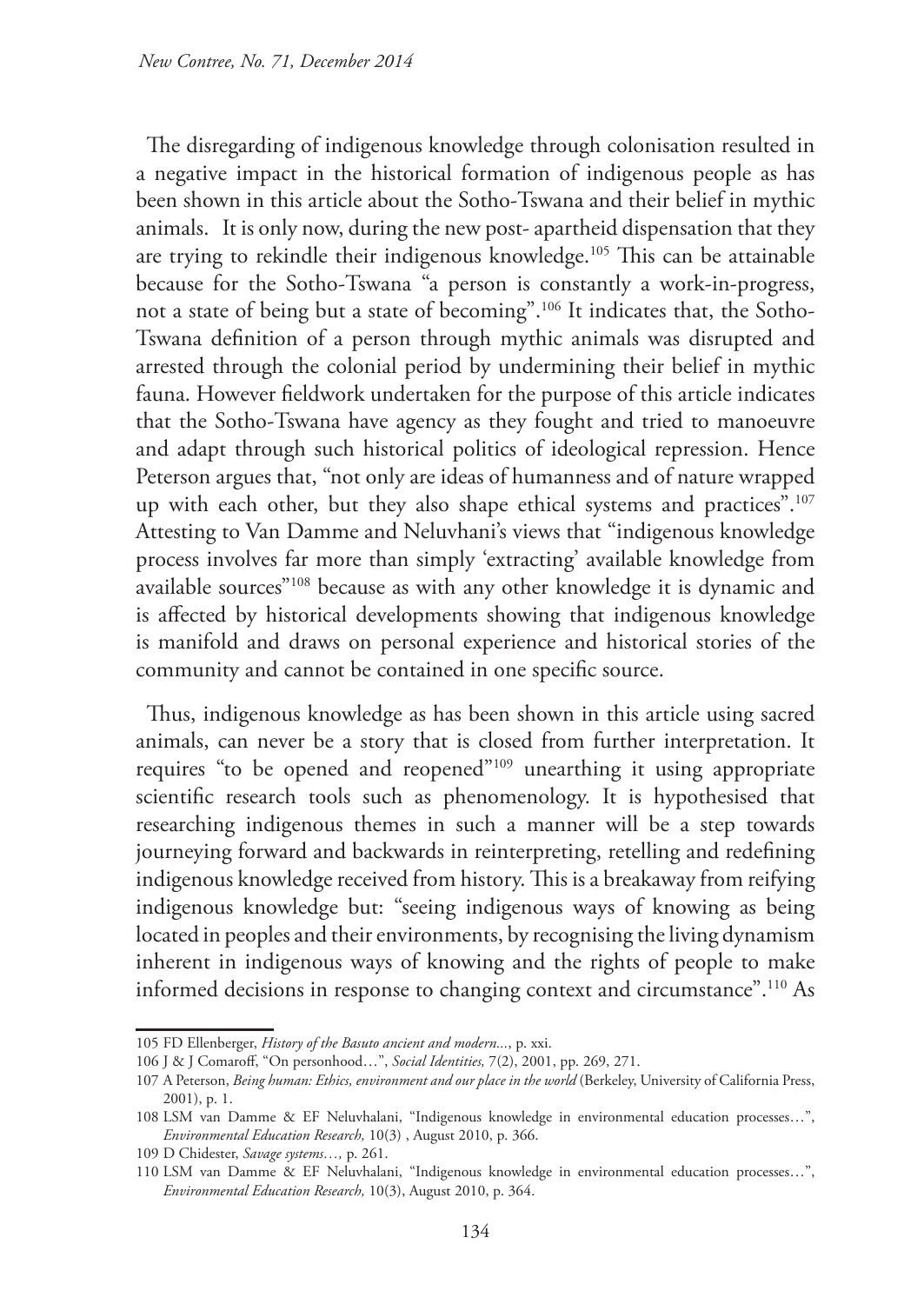The disregarding of indigenous knowledge through colonisation resulted in a negative impact in the historical formation of indigenous people as has been shown in this article about the Sotho-Tswana and their belief in mythic animals. It is only now, during the new post- apartheid dispensation that they are trying to rekindle their indigenous knowledge.[105] This can be attainable because for the Sotho-Tswana "a person is constantly a work-in-progress, not a state of being but a state of becoming".[106] It indicates that, the Sotho-Tswana definition of a person through mythic animals was disrupted and arrested through the colonial period by undermining their belief in mythic fauna. However fieldwork undertaken for the purpose of this article indicates that the Sotho-Tswana have agency as they fought and tried to manoeuvre and adapt through such historical politics of ideological repression. Hence Peterson argues that, "not only are ideas of humanness and of nature wrapped up with each other, but they also shape ethical systems and practices".[107] Attesting to Van Damme and Neluvhani's views that "indigenous knowledge process involves far more than simply 'extracting' available knowledge from available sources"[108] because as with any other knowledge it is dynamic and is affected by historical developments showing that indigenous knowledge is manifold and draws on personal experience and historical stories of the community and cannot be contained in one specific source.

Thus, indigenous knowledge as has been shown in this article using sacred animals, can never be a story that is closed from further interpretation. It requires "to be opened and reopened"[109] unearthing it using appropriate scientific research tools such as phenomenology. It is hypothesised that researching indigenous themes in such a manner will be a step towards journeying forward and backwards in reinterpreting, retelling and redefining indigenous knowledge received from history. This is a breakaway from reifying indigenous knowledge but: "seeing indigenous ways of knowing as being located in peoples and their environments, by recognising the living dynamism inherent in indigenous ways of knowing and the rights of people to make informed decisions in response to changing context and circumstance".[110] As

---

105 FD Ellenberger, *History of the Basuto ancient and modern...*, p. xxi.

106 J & J Comaroff, "On personhood…", *Social Identities,* 7(2), 2001, pp. 269, 271.

107 A Peterson, *Being human: Ethics, environment and our place in the world* (Berkeley, University of California Press, 2001), p. 1.

108 LSM van Damme & EF Neluvhalani, "Indigenous knowledge in environmental education processes…", *Environmental Education Research,* 10(3) , August 2010, p. 366.

109 D Chidester, *Savage systems…,* p. 261.

110 LSM van Damme & EF Neluvhalani, "Indigenous knowledge in environmental education processes…", *Environmental Education Research,* 10(3), August 2010, p. 364.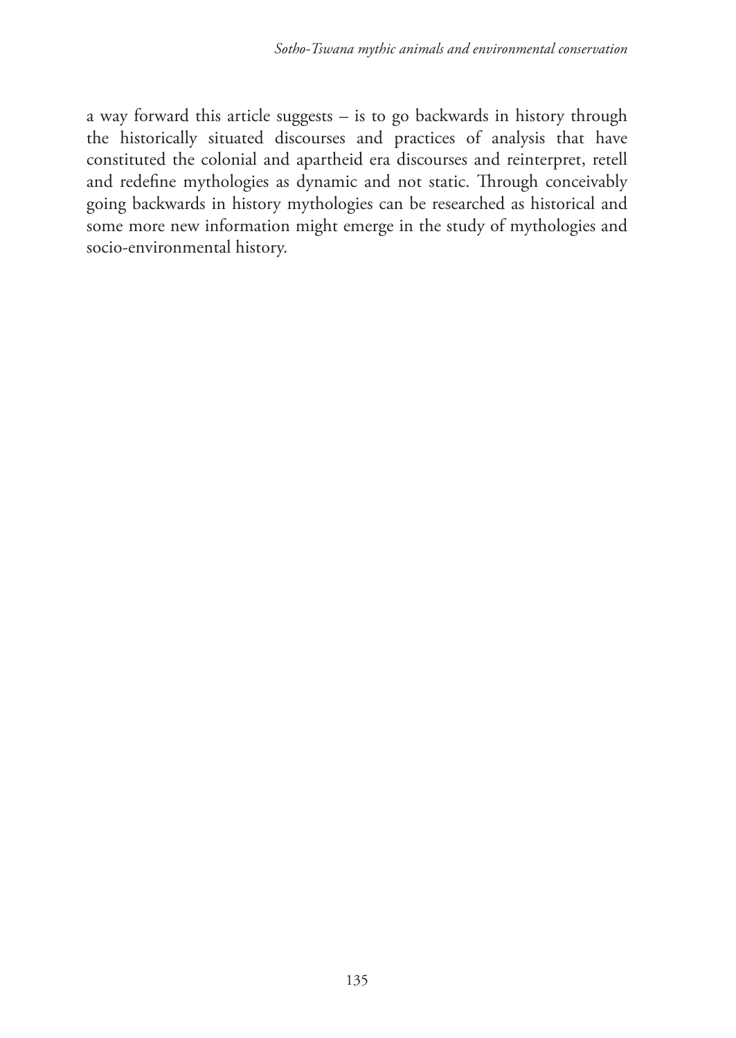a way forward this article suggests – is to go backwards in history through the historically situated discourses and practices of analysis that have constituted the colonial and apartheid era discourses and reinterpret, retell and redefine mythologies as dynamic and not static. Through conceivably going backwards in history mythologies can be researched as historical and some more new information might emerge in the study of mythologies and socio-environmental history.